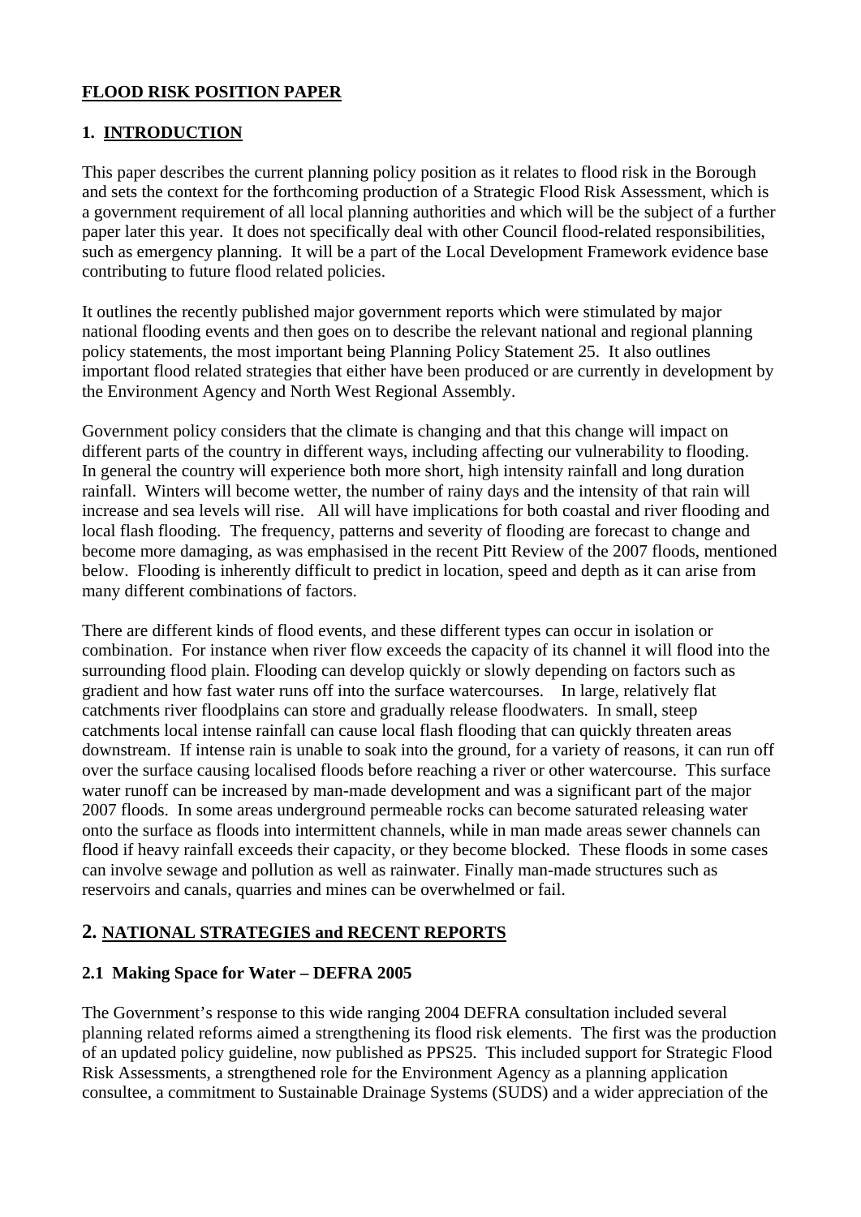# FLOOD RISK POSITION PAPER

## 1. INTRODUCTION

This paper describes the current planning policy position as it relates to flood risk in the Borough and sets the context for the forthcoming production of a Strategic Flood Risk Assessment, which is a government requirement of all local planning authorities and which will be the subject of a further paper later this year. It does not specifically deal with other Council flood-related responsibilities, such as emergency planning. It will be a part of the Local Development Framework evidence base contributing to future flood related policies.

It outlines the recently published major government reports which were stimulated by major national flooding events and then goes on to describe the relevant national and regional planning policy statements, the most important being Planning Policy Statement 25. It also outlines important flood related strategies that either have been produced or are currently in development by the Environment Agency and North West Regional Assembly.

Government policy considers that the climate is changing and that this change will impact on different parts of the country in different ways, including affecting our vulnerability to flooding. In general the country will experience both more short, high intensity rainfall and long duration rainfall. Winters will become wetter, the number of rainy days and the intensity of that rain will increase and sea levels will rise. All will have implications for both coastal and river flooding and local flash flooding. The frequency, patterns and severity of flooding are forecast to change and become more damaging, as was emphasised in the recent Pitt Review of the 2007 floods, mentioned below. Flooding is inherently difficult to predict in location, speed and depth as it can arise from many different combinations of factors.

There are different kinds of flood events, and these different types can occur in isolation or combination. For instance when river flow exceeds the capacity of its channel it will flood into the surrounding flood plain. Flooding can develop quickly or slowly depending on factors such as gradient and how fast water runs off into the surface watercourses. In large, relatively flat catchments river floodplains can store and gradually release floodwaters. In small, steep catchments local intense rainfall can cause local flash flooding that can quickly threaten areas downstream. If intense rain is unable to soak into the ground, for a variety of reasons, it can run off over the surface causing localised floods before reaching a river or other watercourse. This surface water runoff can be increased by man-made development and was a significant part of the major 2007 floods. In some areas underground permeable rocks can become saturated releasing water onto the surface as floods into intermittent channels, while in man made areas sewer channels can flood if heavy rainfall exceeds their capacity, or they become blocked. These floods in some cases can involve sewage and pollution as well as rainwater. Finally man-made structures such as reservoirs and canals, quarries and mines can be overwhelmed or fail.

## 2. NATIONAL STRATEGIES and RECENT REPORTS

### 2.1 Making Space for Water – DEFRA 2005

The Government's response to this wide ranging 2004 DEFRA consultation included several planning related reforms aimed a strengthening its flood risk elements. The first was the production of an updated policy guideline, now published as PPS25. This included support for Strategic Flood Risk Assessments, a strengthened role for the Environment Agency as a planning application consultee, a commitment to Sustainable Drainage Systems (SUDS) and a wider appreciation of the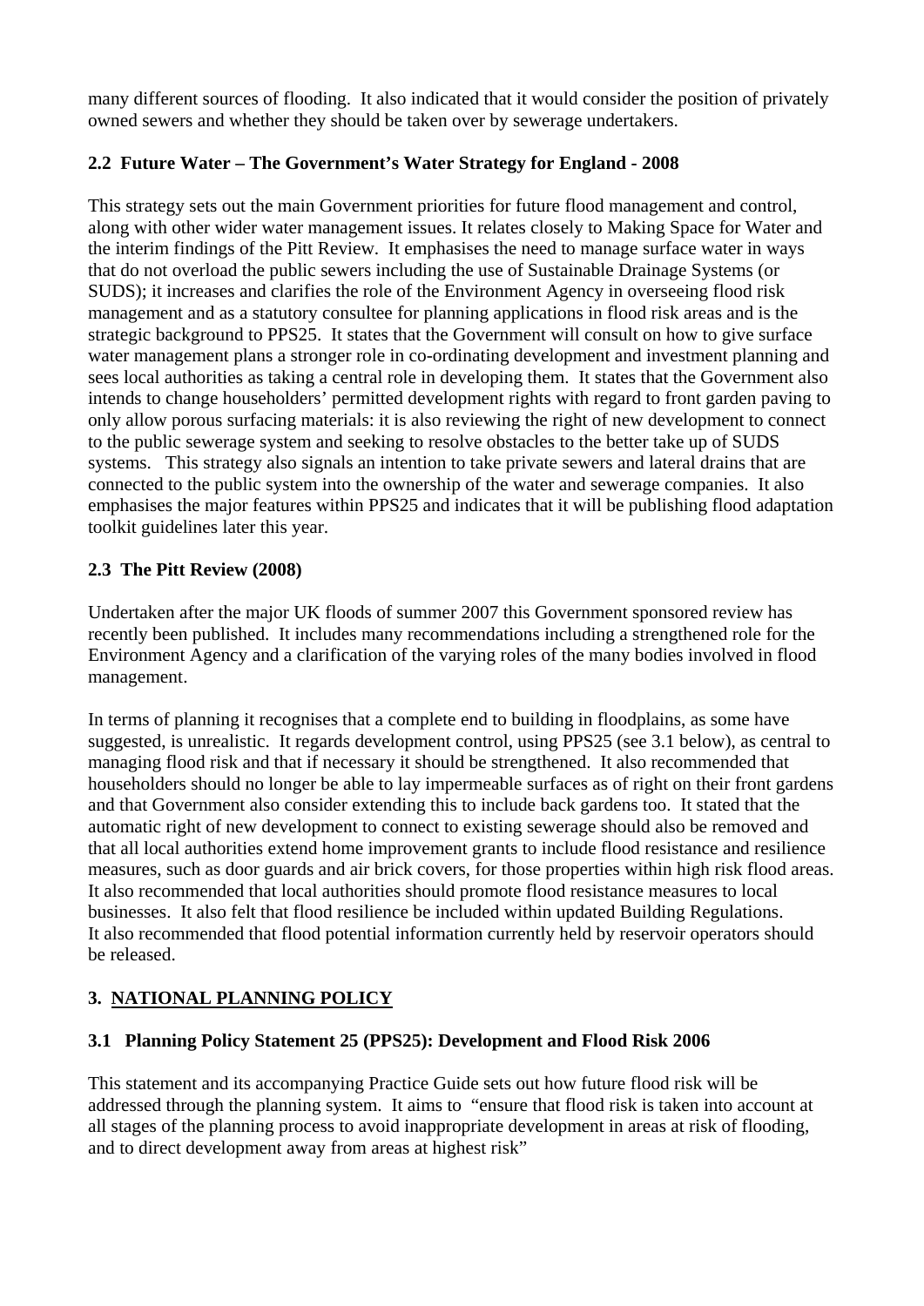many different sources of flooding. It also indicated that it would consider the position of privately owned sewers and whether they should be taken over by sewerage undertakers.

### 2.2 Future Water – The Government's Water Strategy for England - 2008

This strategy sets out the main Government priorities for future flood management and control, along with other wider water management issues. It relates closely to Making Space for Water and the interim findings of the Pitt Review. It emphasises the need to manage surface water in ways that do not overload the public sewers including the use of Sustainable Drainage Systems (or SUDS); it increases and clarifies the role of the Environment Agency in overseeing flood risk management and as a statutory consultee for planning applications in flood risk areas and is the strategic background to PPS25. It states that the Government will consult on how to give surface water management plans a stronger role in co-ordinating development and investment planning and sees local authorities as taking a central role in developing them. It states that the Government also intends to change householders' permitted development rights with regard to front garden paving to only allow porous surfacing materials: it is also reviewing the right of new development to connect to the public sewerage system and seeking to resolve obstacles to the better take up of SUDS systems. This strategy also signals an intention to take private sewers and lateral drains that are connected to the public system into the ownership of the water and sewerage companies. It also emphasises the major features within PPS25 and indicates that it will be publishing flood adaptation toolkit guidelines later this year.

### 2.3 The Pitt Review (2008)

Undertaken after the major UK floods of summer 2007 this Government sponsored review has recently been published. It includes many recommendations including a strengthened role for the Environment Agency and a clarification of the varying roles of the many bodies involved in flood management.

In terms of planning it recognises that a complete end to building in floodplains, as some have suggested, is unrealistic. It regards development control, using PPS25 (see 3.1 below), as central to managing flood risk and that if necessary it should be strengthened. It also recommended that householders should no longer be able to lay impermeable surfaces as of right on their front gardens and that Government also consider extending this to include back gardens too. It stated that the automatic right of new development to connect to existing sewerage should also be removed and that all local authorities extend home improvement grants to include flood resistance and resilience measures, such as door guards and air brick covers, for those properties within high risk flood areas. It also recommended that local authorities should promote flood resistance measures to local businesses. It also felt that flood resilience be included within updated Building Regulations. It also recommended that flood potential information currently held by reservoir operators should be released.

## 3. NATIONAL PLANNING POLICY

### 3.1 Planning Policy Statement 25 (PPS25): Development and Flood Risk 2006

This statement and its accompanying Practice Guide sets out how future flood risk will be addressed through the planning system. It aims to "ensure that flood risk is taken into account at all stages of the planning process to avoid inappropriate development in areas at risk of flooding, and to direct development away from areas at highest risk"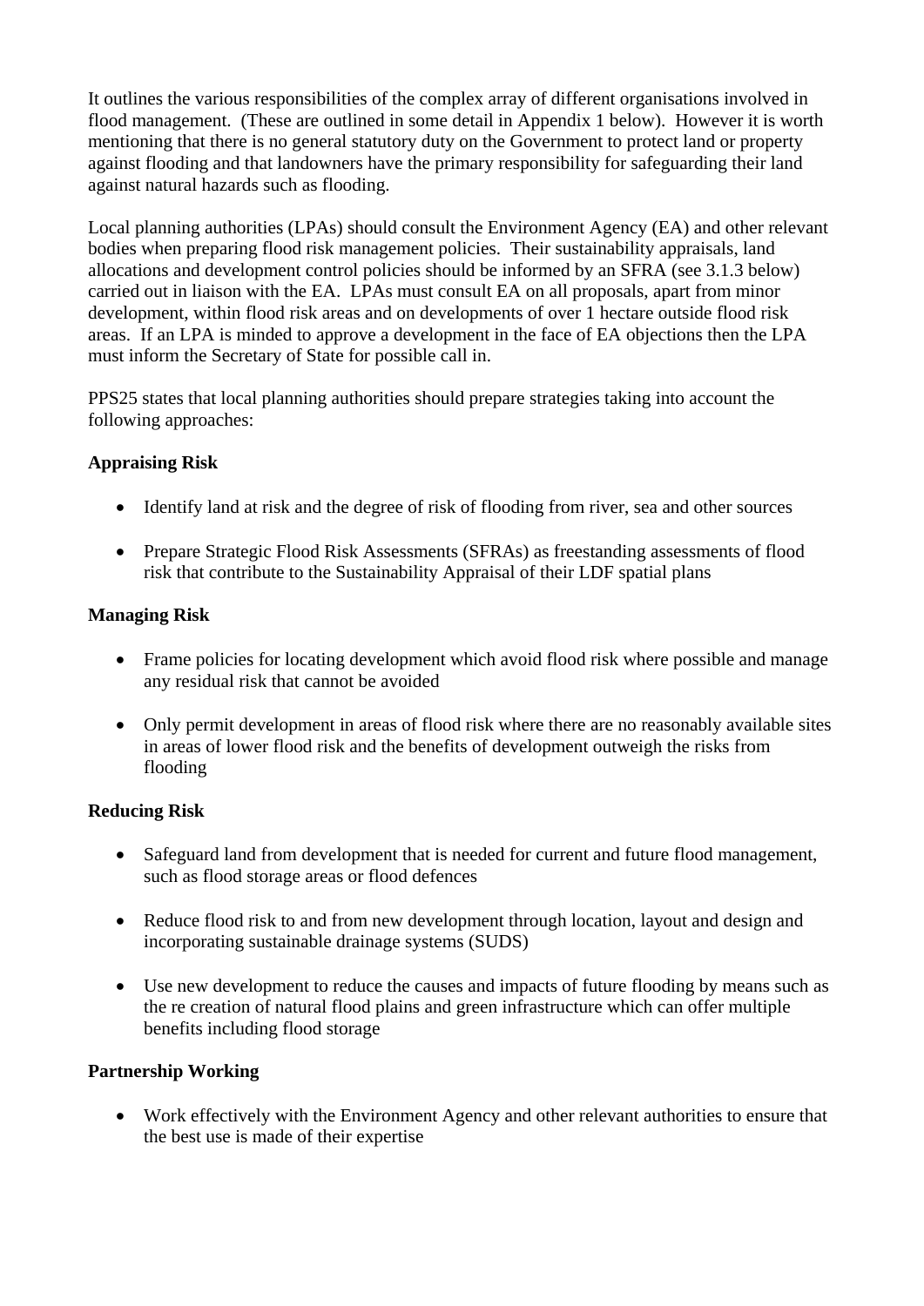It outlines the various responsibilities of the complex array of different organisations involved in flood management. (These are outlined in some detail in Appendix 1 below). However it is worth mentioning that there is no general statutory duty on the Government to protect land or property against flooding and that landowners have the primary responsibility for safeguarding their land against natural hazards such as flooding.

Local planning authorities (LPAs) should consult the Environment Agency (EA) and other relevant bodies when preparing flood risk management policies. Their sustainability appraisals, land allocations and development control policies should be informed by an SFRA (see 3.1.3 below) carried out in liaison with the EA. LPAs must consult EA on all proposals, apart from minor development, within flood risk areas and on developments of over 1 hectare outside flood risk areas. If an LPA is minded to approve a development in the face of EA objections then the LPA must inform the Secretary of State for possible call in.

PPS25 states that local planning authorities should prepare strategies taking into account the following approaches:

**Appraising Risk**

- Identify land at risk and the degree of risk of flooding from river, sea and other sources
- Prepare Strategic Flood Risk Assessments (SFRAs) as freestanding assessments of flood risk that contribute to the Sustainability Appraisal of their LDF spatial plans

**Managing Risk**

- Frame policies for locating development which avoid flood risk where possible and manage any residual risk that cannot be avoided
- Only permit development in areas of flood risk where there are no reasonably available sites in areas of lower flood risk and the benefits of development outweigh the risks from flooding

**Reducing Risk**

- Safeguard land from development that is needed for current and future flood management, such as flood storage areas or flood defences
- Reduce flood risk to and from new development through location, layout and design and incorporating sustainable drainage systems (SUDS)
- Use new development to reduce the causes and impacts of future flooding by means such as the re creation of natural flood plains and green infrastructure which can offer multiple benefits including flood storage

**Partnership Working**

- Work effectively with the Environment Agency and other relevant authorities to ensure that the best use is made of their expertise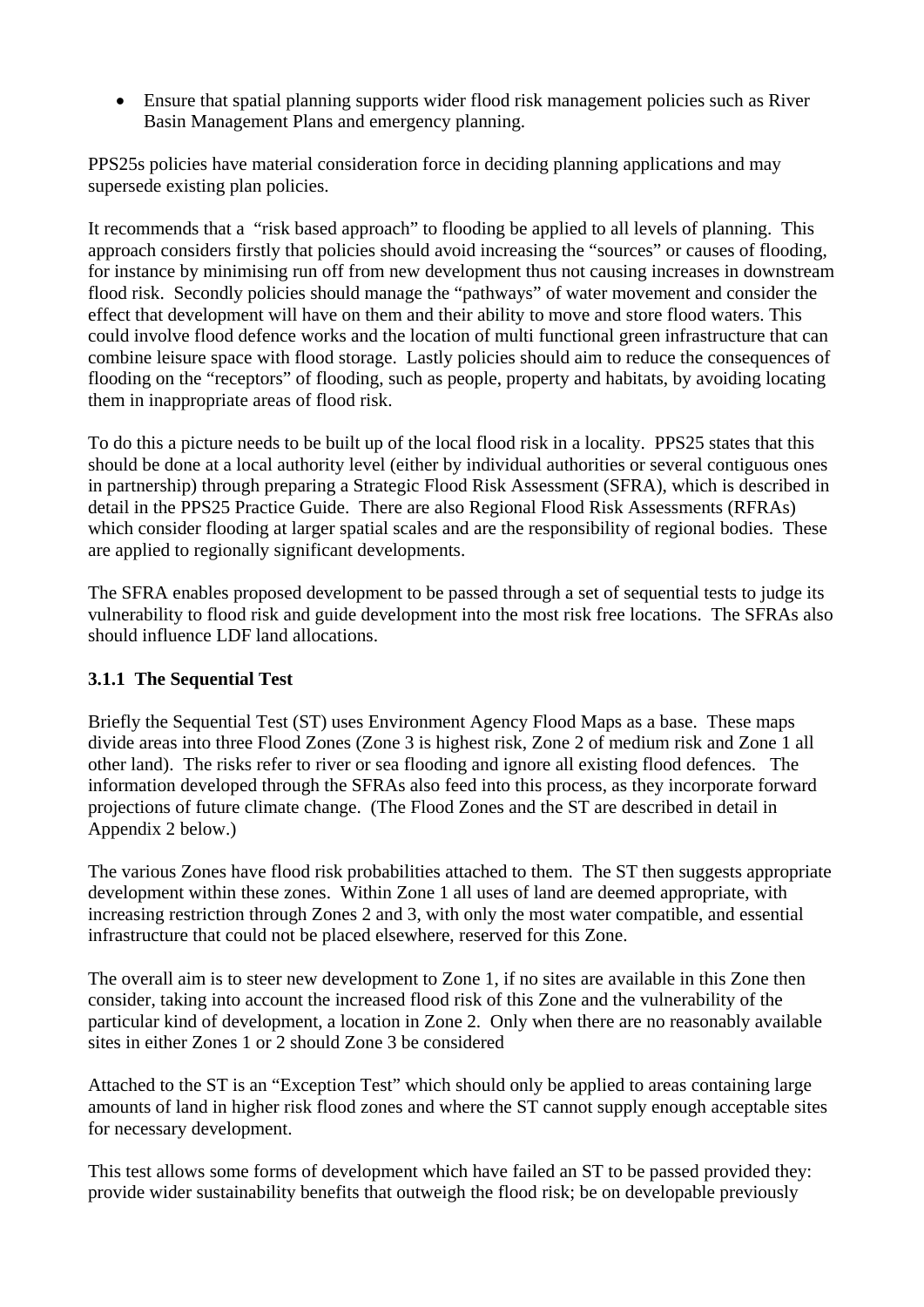- Ensure that spatial planning supports wider flood risk management policies such as River Basin Management Plans and emergency planning.

PPS25s policies have material consideration force in deciding planning applications and may supersede existing plan policies.

It recommends that a "risk based approach" to flooding be applied to all levels of planning. This approach considers firstly that policies should avoid increasing the "sources" or causes of flooding, for instance by minimising run off from new development thus not causing increases in downstream flood risk. Secondly policies should manage the "pathways" of water movement and consider the effect that development will have on them and their ability to move and store flood waters. This could involve flood defence works and the location of multi functional green infrastructure that can combine leisure space with flood storage. Lastly policies should aim to reduce the consequences of flooding on the "receptors" of flooding, such as people, property and habitats, by avoiding locating them in inappropriate areas of flood risk.

To do this a picture needs to be built up of the local flood risk in a locality. PPS25 states that this should be done at a local authority level (either by individual authorities or several contiguous ones in partnership) through preparing a Strategic Flood Risk Assessment (SFRA), which is described in detail in the PPS25 Practice Guide. There are also Regional Flood Risk Assessments (RFRAs) which consider flooding at larger spatial scales and are the responsibility of regional bodies. These are applied to regionally significant developments.

The SFRA enables proposed development to be passed through a set of sequential tests to judge its vulnerability to flood risk and guide development into the most risk free locations. The SFRAs also should influence LDF land allocations.

### 3.1.1 The Sequential Test

Briefly the Sequential Test (ST) uses Environment Agency Flood Maps as a base. These maps divide areas into three Flood Zones (Zone 3 is highest risk, Zone 2 of medium risk and Zone 1 all other land). The risks refer to river or sea flooding and ignore all existing flood defences. The information developed through the SFRAs also feed into this process, as they incorporate forward projections of future climate change. (The Flood Zones and the ST are described in detail in Appendix 2 below.)

The various Zones have flood risk probabilities attached to them. The ST then suggests appropriate development within these zones. Within Zone 1 all uses of land are deemed appropriate, with increasing restriction through Zones 2 and 3, with only the most water compatible, and essential infrastructure that could not be placed elsewhere, reserved for this Zone.

The overall aim is to steer new development to Zone 1, if no sites are available in this Zone then consider, taking into account the increased flood risk of this Zone and the vulnerability of the particular kind of development, a location in Zone 2. Only when there are no reasonably available sites in either Zones 1 or 2 should Zone 3 be considered

Attached to the ST is an "Exception Test" which should only be applied to areas containing large amounts of land in higher risk flood zones and where the ST cannot supply enough acceptable sites for necessary development.

This test allows some forms of development which have failed an ST to be passed provided they: provide wider sustainability benefits that outweigh the flood risk; be on developable previously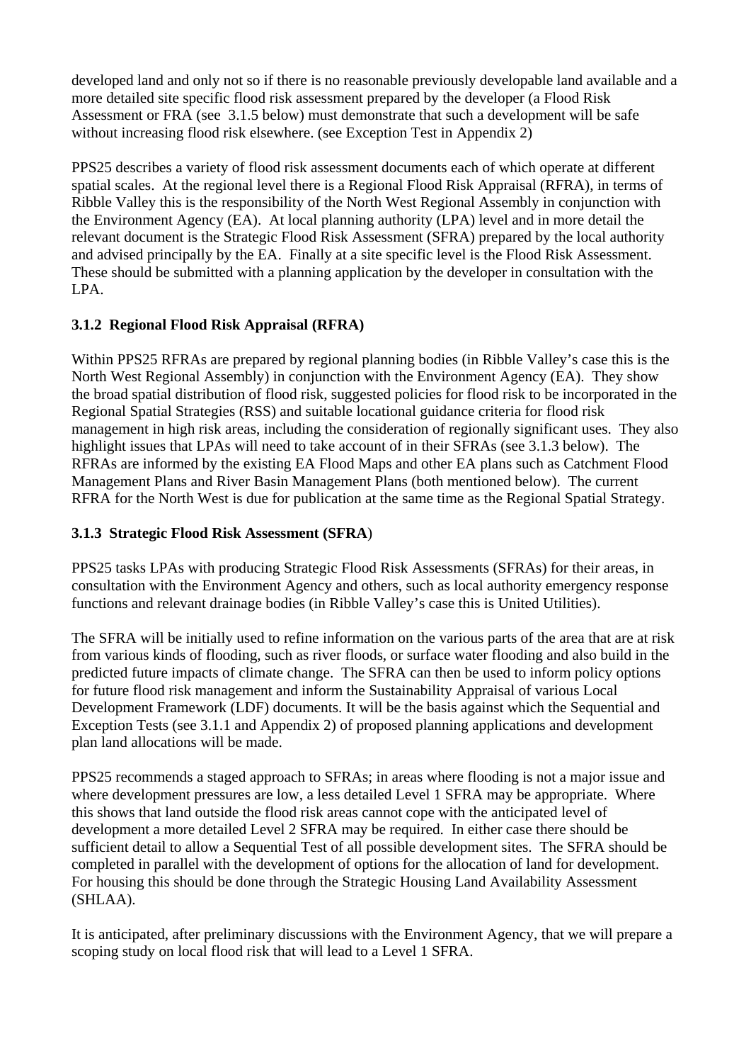developed land and only not so if there is no reasonable previously developable land available and a more detailed site specific flood risk assessment prepared by the developer (a Flood Risk Assessment or FRA (see 3.1.5 below) must demonstrate that such a development will be safe without increasing flood risk elsewhere. (see Exception Test in Appendix 2)

PPS25 describes a variety of flood risk assessment documents each of which operate at different spatial scales. At the regional level there is a Regional Flood Risk Appraisal (RFRA), in terms of Ribble Valley this is the responsibility of the North West Regional Assembly in conjunction with the Environment Agency (EA). At local planning authority (LPA) level and in more detail the relevant document is the Strategic Flood Risk Assessment (SFRA) prepared by the local authority and advised principally by the EA. Finally at a site specific level is the Flood Risk Assessment. These should be submitted with a planning application by the developer in consultation with the LPA.

### 3.1.2 Regional Flood Risk Appraisal (RFRA)

Within PPS25 RFRAs are prepared by regional planning bodies (in Ribble Valley's case this is the North West Regional Assembly) in conjunction with the Environment Agency (EA). They show the broad spatial distribution of flood risk, suggested policies for flood risk to be incorporated in the Regional Spatial Strategies (RSS) and suitable locational guidance criteria for flood risk management in high risk areas, including the consideration of regionally significant uses. They also highlight issues that LPAs will need to take account of in their SFRAs (see 3.1.3 below). The RFRAs are informed by the existing EA Flood Maps and other EA plans such as Catchment Flood Management Plans and River Basin Management Plans (both mentioned below). The current RFRA for the North West is due for publication at the same time as the Regional Spatial Strategy.

### 3.1.3 Strategic Flood Risk Assessment (SFRA)

PPS25 tasks LPAs with producing Strategic Flood Risk Assessments (SFRAs) for their areas, in consultation with the Environment Agency and others, such as local authority emergency response functions and relevant drainage bodies (in Ribble Valley's case this is United Utilities).

The SFRA will be initially used to refine information on the various parts of the area that are at risk from various kinds of flooding, such as river floods, or surface water flooding and also build in the predicted future impacts of climate change. The SFRA can then be used to inform policy options for future flood risk management and inform the Sustainability Appraisal of various Local Development Framework (LDF) documents. It will be the basis against which the Sequential and Exception Tests (see 3.1.1 and Appendix 2) of proposed planning applications and development plan land allocations will be made.

PPS25 recommends a staged approach to SFRAs; in areas where flooding is not a major issue and where development pressures are low, a less detailed Level 1 SFRA may be appropriate. Where this shows that land outside the flood risk areas cannot cope with the anticipated level of development a more detailed Level 2 SFRA may be required. In either case there should be sufficient detail to allow a Sequential Test of all possible development sites. The SFRA should be completed in parallel with the development of options for the allocation of land for development. For housing this should be done through the Strategic Housing Land Availability Assessment (SHLAA).

It is anticipated, after preliminary discussions with the Environment Agency, that we will prepare a scoping study on local flood risk that will lead to a Level 1 SFRA.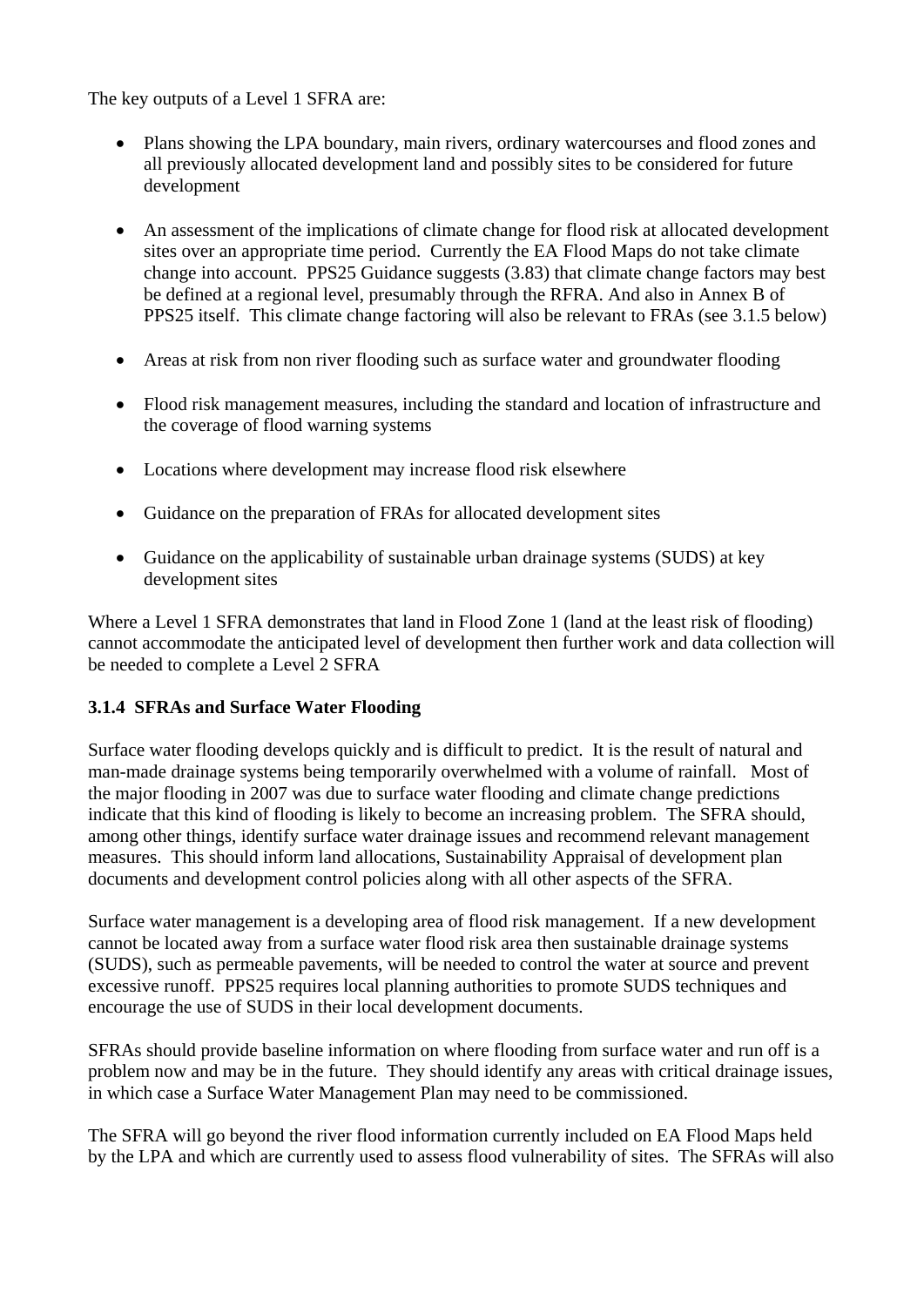The key outputs of a Level 1 SFRA are:

- Plans showing the LPA boundary, main rivers, ordinary watercourses and flood zones and all previously allocated development land and possibly sites to be considered for future development

- An assessment of the implications of climate change for flood risk at allocated development sites over an appropriate time period. Currently the EA Flood Maps do not take climate change into account. PPS25 Guidance suggests (3.83) that climate change factors may best be defined at a regional level, presumably through the RFRA. And also in Annex B of PPS25 itself. This climate change factoring will also be relevant to FRAs (see 3.1.5 below)

- Areas at risk from non river flooding such as surface water and groundwater flooding

- Flood risk management measures, including the standard and location of infrastructure and the coverage of flood warning systems

- Locations where development may increase flood risk elsewhere

- Guidance on the preparation of FRAs for allocated development sites

- Guidance on the applicability of sustainable urban drainage systems (SUDS) at key development sites

Where a Level 1 SFRA demonstrates that land in Flood Zone 1 (land at the least risk of flooding) cannot accommodate the anticipated level of development then further work and data collection will be needed to complete a Level 2 SFRA

**3.1.4 SFRAs and Surface Water Flooding**

Surface water flooding develops quickly and is difficult to predict. It is the result of natural and man-made drainage systems being temporarily overwhelmed with a volume of rainfall. Most of the major flooding in 2007 was due to surface water flooding and climate change predictions indicate that this kind of flooding is likely to become an increasing problem. The SFRA should, among other things, identify surface water drainage issues and recommend relevant management measures. This should inform land allocations, Sustainability Appraisal of development plan documents and development control policies along with all other aspects of the SFRA.

Surface water management is a developing area of flood risk management. If a new development cannot be located away from a surface water flood risk area then sustainable drainage systems (SUDS), such as permeable pavements, will be needed to control the water at source and prevent excessive runoff. PPS25 requires local planning authorities to promote SUDS techniques and encourage the use of SUDS in their local development documents.

SFRAs should provide baseline information on where flooding from surface water and run off is a problem now and may be in the future. They should identify any areas with critical drainage issues, in which case a Surface Water Management Plan may need to be commissioned.

The SFRA will go beyond the river flood information currently included on EA Flood Maps held by the LPA and which are currently used to assess flood vulnerability of sites. The SFRAs will also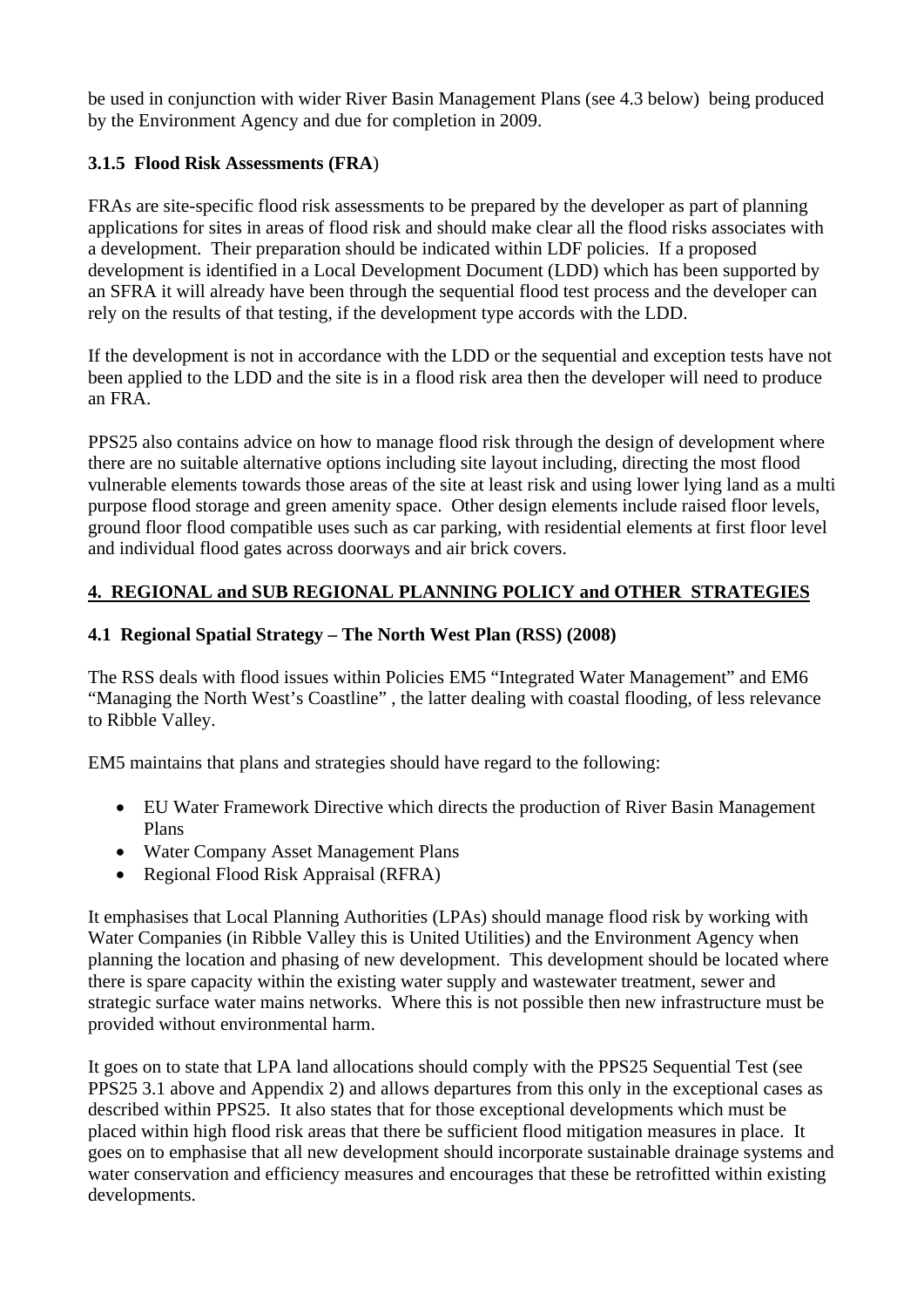be used in conjunction with wider River Basin Management Plans (see 4.3 below) being produced by the Environment Agency and due for completion in 2009.

### 3.1.5 Flood Risk Assessments (FRA)

FRAs are site-specific flood risk assessments to be prepared by the developer as part of planning applications for sites in areas of flood risk and should make clear all the flood risks associates with a development. Their preparation should be indicated within LDF policies. If a proposed development is identified in a Local Development Document (LDD) which has been supported by an SFRA it will already have been through the sequential flood test process and the developer can rely on the results of that testing, if the development type accords with the LDD.

If the development is not in accordance with the LDD or the sequential and exception tests have not been applied to the LDD and the site is in a flood risk area then the developer will need to produce an FRA.

PPS25 also contains advice on how to manage flood risk through the design of development where there are no suitable alternative options including site layout including, directing the most flood vulnerable elements towards those areas of the site at least risk and using lower lying land as a multi purpose flood storage and green amenity space. Other design elements include raised floor levels, ground floor flood compatible uses such as car parking, with residential elements at first floor level and individual flood gates across doorways and air brick covers.

## 4. REGIONAL and SUB REGIONAL PLANNING POLICY and OTHER STRATEGIES

### 4.1 Regional Spatial Strategy – The North West Plan (RSS) (2008)

The RSS deals with flood issues within Policies EM5 "Integrated Water Management" and EM6 "Managing the North West's Coastline" , the latter dealing with coastal flooding, of less relevance to Ribble Valley.

EM5 maintains that plans and strategies should have regard to the following:

- EU Water Framework Directive which directs the production of River Basin Management Plans
- Water Company Asset Management Plans
- Regional Flood Risk Appraisal (RFRA)

It emphasises that Local Planning Authorities (LPAs) should manage flood risk by working with Water Companies (in Ribble Valley this is United Utilities) and the Environment Agency when planning the location and phasing of new development. This development should be located where there is spare capacity within the existing water supply and wastewater treatment, sewer and strategic surface water mains networks. Where this is not possible then new infrastructure must be provided without environmental harm.

It goes on to state that LPA land allocations should comply with the PPS25 Sequential Test (see PPS25 3.1 above and Appendix 2) and allows departures from this only in the exceptional cases as described within PPS25. It also states that for those exceptional developments which must be placed within high flood risk areas that there be sufficient flood mitigation measures in place. It goes on to emphasise that all new development should incorporate sustainable drainage systems and water conservation and efficiency measures and encourages that these be retrofitted within existing developments.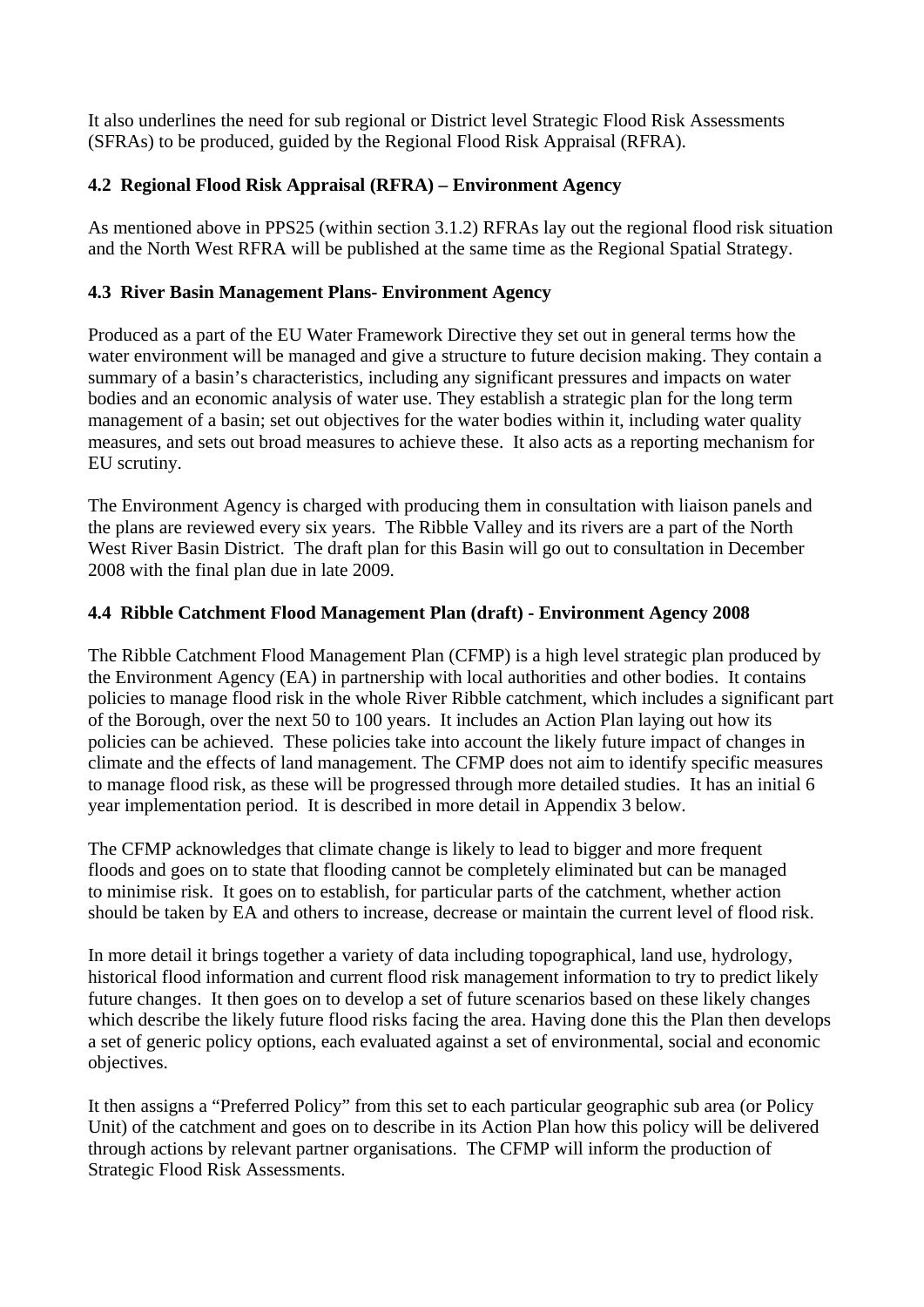It also underlines the need for sub regional or District level Strategic Flood Risk Assessments (SFRAs) to be produced, guided by the Regional Flood Risk Appraisal (RFRA).

### 4.2 Regional Flood Risk Appraisal (RFRA) – Environment Agency

As mentioned above in PPS25 (within section 3.1.2) RFRAs lay out the regional flood risk situation and the North West RFRA will be published at the same time as the Regional Spatial Strategy.

### 4.3 River Basin Management Plans- Environment Agency

Produced as a part of the EU Water Framework Directive they set out in general terms how the water environment will be managed and give a structure to future decision making. They contain a summary of a basin's characteristics, including any significant pressures and impacts on water bodies and an economic analysis of water use. They establish a strategic plan for the long term management of a basin; set out objectives for the water bodies within it, including water quality measures, and sets out broad measures to achieve these. It also acts as a reporting mechanism for EU scrutiny.

The Environment Agency is charged with producing them in consultation with liaison panels and the plans are reviewed every six years. The Ribble Valley and its rivers are a part of the North West River Basin District. The draft plan for this Basin will go out to consultation in December 2008 with the final plan due in late 2009.

### 4.4 Ribble Catchment Flood Management Plan (draft) - Environment Agency 2008

The Ribble Catchment Flood Management Plan (CFMP) is a high level strategic plan produced by the Environment Agency (EA) in partnership with local authorities and other bodies. It contains policies to manage flood risk in the whole River Ribble catchment, which includes a significant part of the Borough, over the next 50 to 100 years. It includes an Action Plan laying out how its policies can be achieved. These policies take into account the likely future impact of changes in climate and the effects of land management. The CFMP does not aim to identify specific measures to manage flood risk, as these will be progressed through more detailed studies. It has an initial 6 year implementation period. It is described in more detail in Appendix 3 below.

The CFMP acknowledges that climate change is likely to lead to bigger and more frequent floods and goes on to state that flooding cannot be completely eliminated but can be managed to minimise risk. It goes on to establish, for particular parts of the catchment, whether action should be taken by EA and others to increase, decrease or maintain the current level of flood risk.

In more detail it brings together a variety of data including topographical, land use, hydrology, historical flood information and current flood risk management information to try to predict likely future changes. It then goes on to develop a set of future scenarios based on these likely changes which describe the likely future flood risks facing the area. Having done this the Plan then develops a set of generic policy options, each evaluated against a set of environmental, social and economic objectives.

It then assigns a "Preferred Policy" from this set to each particular geographic sub area (or Policy Unit) of the catchment and goes on to describe in its Action Plan how this policy will be delivered through actions by relevant partner organisations. The CFMP will inform the production of Strategic Flood Risk Assessments.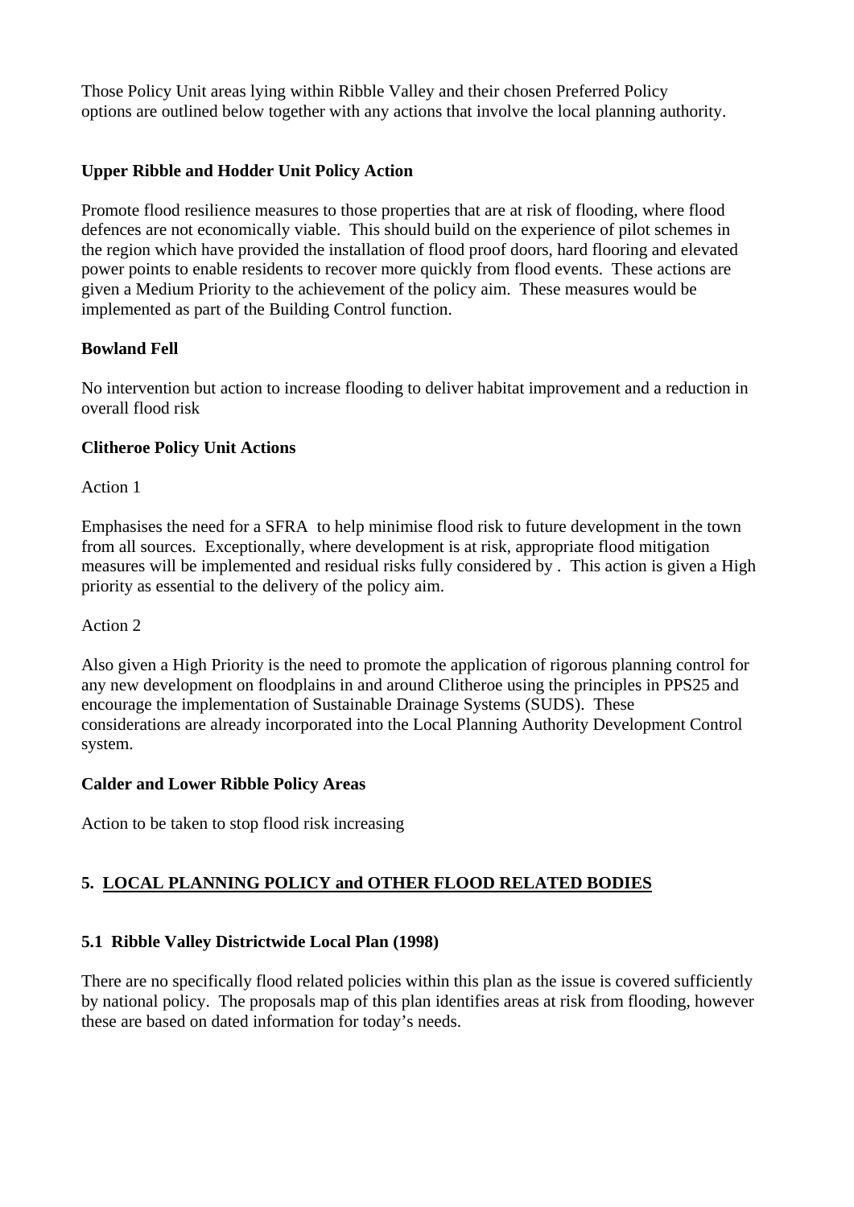Those Policy Unit areas lying within Ribble Valley and their chosen Preferred Policy options are outlined below together with any actions that involve the local planning authority.

**Upper Ribble and Hodder Unit Policy Action**

Promote flood resilience measures to those properties that are at risk of flooding, where flood defences are not economically viable. This should build on the experience of pilot schemes in the region which have provided the installation of flood proof doors, hard flooring and elevated power points to enable residents to recover more quickly from flood events. These actions are given a Medium Priority to the achievement of the policy aim. These measures would be implemented as part of the Building Control function.

**Bowland Fell**

No intervention but action to increase flooding to deliver habitat improvement and a reduction in overall flood risk

**Clitheroe Policy Unit Actions**

Action 1

Emphasises the need for a SFRA to help minimise flood risk to future development in the town from all sources. Exceptionally, where development is at risk, appropriate flood mitigation measures will be implemented and residual risks fully considered by . This action is given a High priority as essential to the delivery of the policy aim.

Action 2

Also given a High Priority is the need to promote the application of rigorous planning control for any new development on floodplains in and around Clitheroe using the principles in PPS25 and encourage the implementation of Sustainable Drainage Systems (SUDS). These considerations are already incorporated into the Local Planning Authority Development Control system.

**Calder and Lower Ribble Policy Areas**

Action to be taken to stop flood risk increasing

## 5. LOCAL PLANNING POLICY and OTHER FLOOD RELATED BODIES

### 5.1 Ribble Valley Districtwide Local Plan (1998)

There are no specifically flood related policies within this plan as the issue is covered sufficiently by national policy. The proposals map of this plan identifies areas at risk from flooding, however these are based on dated information for today's needs.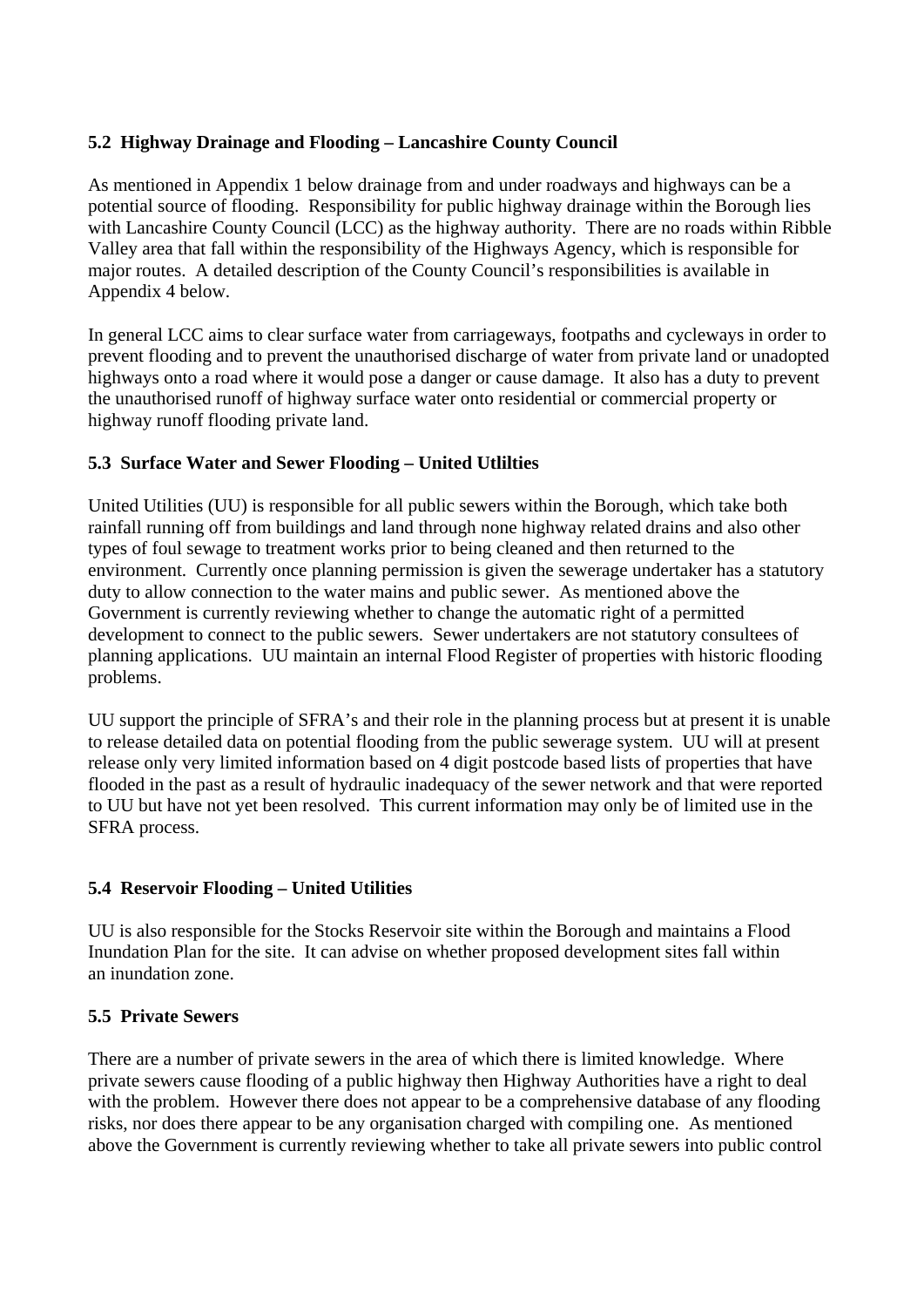### 5.2 Highway Drainage and Flooding – Lancashire County Council

As mentioned in Appendix 1 below drainage from and under roadways and highways can be a potential source of flooding. Responsibility for public highway drainage within the Borough lies with Lancashire County Council (LCC) as the highway authority. There are no roads within Ribble Valley area that fall within the responsibility of the Highways Agency, which is responsible for major routes. A detailed description of the County Council's responsibilities is available in Appendix 4 below.

In general LCC aims to clear surface water from carriageways, footpaths and cycleways in order to prevent flooding and to prevent the unauthorised discharge of water from private land or unadopted highways onto a road where it would pose a danger or cause damage. It also has a duty to prevent the unauthorised runoff of highway surface water onto residential or commercial property or highway runoff flooding private land.

### 5.3 Surface Water and Sewer Flooding – United Utlilties

United Utilities (UU) is responsible for all public sewers within the Borough, which take both rainfall running off from buildings and land through none highway related drains and also other types of foul sewage to treatment works prior to being cleaned and then returned to the environment. Currently once planning permission is given the sewerage undertaker has a statutory duty to allow connection to the water mains and public sewer. As mentioned above the Government is currently reviewing whether to change the automatic right of a permitted development to connect to the public sewers. Sewer undertakers are not statutory consultees of planning applications. UU maintain an internal Flood Register of properties with historic flooding problems.

UU support the principle of SFRA's and their role in the planning process but at present it is unable to release detailed data on potential flooding from the public sewerage system. UU will at present release only very limited information based on 4 digit postcode based lists of properties that have flooded in the past as a result of hydraulic inadequacy of the sewer network and that were reported to UU but have not yet been resolved. This current information may only be of limited use in the SFRA process.

### 5.4 Reservoir Flooding – United Utilities

UU is also responsible for the Stocks Reservoir site within the Borough and maintains a Flood Inundation Plan for the site. It can advise on whether proposed development sites fall within an inundation zone.

### 5.5 Private Sewers

There are a number of private sewers in the area of which there is limited knowledge. Where private sewers cause flooding of a public highway then Highway Authorities have a right to deal with the problem. However there does not appear to be a comprehensive database of any flooding risks, nor does there appear to be any organisation charged with compiling one. As mentioned above the Government is currently reviewing whether to take all private sewers into public control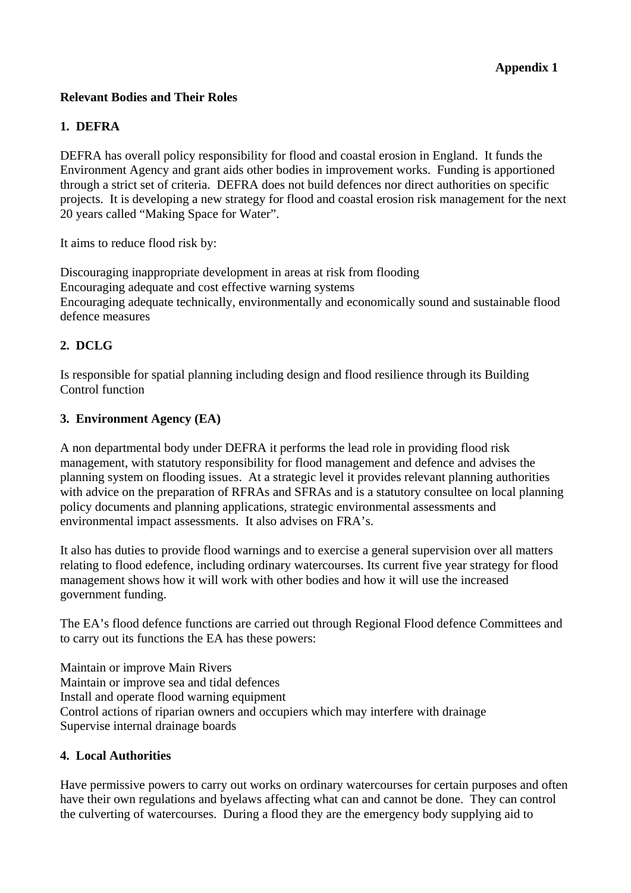**Appendix 1**

**Relevant Bodies and Their Roles**

**1. DEFRA**

DEFRA has overall policy responsibility for flood and coastal erosion in England. It funds the Environment Agency and grant aids other bodies in improvement works. Funding is apportioned through a strict set of criteria. DEFRA does not build defences nor direct authorities on specific projects. It is developing a new strategy for flood and coastal erosion risk management for the next 20 years called "Making Space for Water".

It aims to reduce flood risk by:

Discouraging inappropriate development in areas at risk from flooding
Encouraging adequate and cost effective warning systems
Encouraging adequate technically, environmentally and economically sound and sustainable flood defence measures

**2. DCLG**

Is responsible for spatial planning including design and flood resilience through its Building Control function

**3. Environment Agency (EA)**

A non departmental body under DEFRA it performs the lead role in providing flood risk management, with statutory responsibility for flood management and defence and advises the planning system on flooding issues. At a strategic level it provides relevant planning authorities with advice on the preparation of RFRAs and SFRAs and is a statutory consultee on local planning policy documents and planning applications, strategic environmental assessments and environmental impact assessments. It also advises on FRA's.

It also has duties to provide flood warnings and to exercise a general supervision over all matters relating to flood edefence, including ordinary watercourses. Its current five year strategy for flood management shows how it will work with other bodies and how it will use the increased government funding.

The EA's flood defence functions are carried out through Regional Flood defence Committees and to carry out its functions the EA has these powers:

Maintain or improve Main Rivers
Maintain or improve sea and tidal defences
Install and operate flood warning equipment
Control actions of riparian owners and occupiers which may interfere with drainage
Supervise internal drainage boards

**4. Local Authorities**

Have permissive powers to carry out works on ordinary watercourses for certain purposes and often have their own regulations and byelaws affecting what can and cannot be done. They can control the culverting of watercourses. During a flood they are the emergency body supplying aid to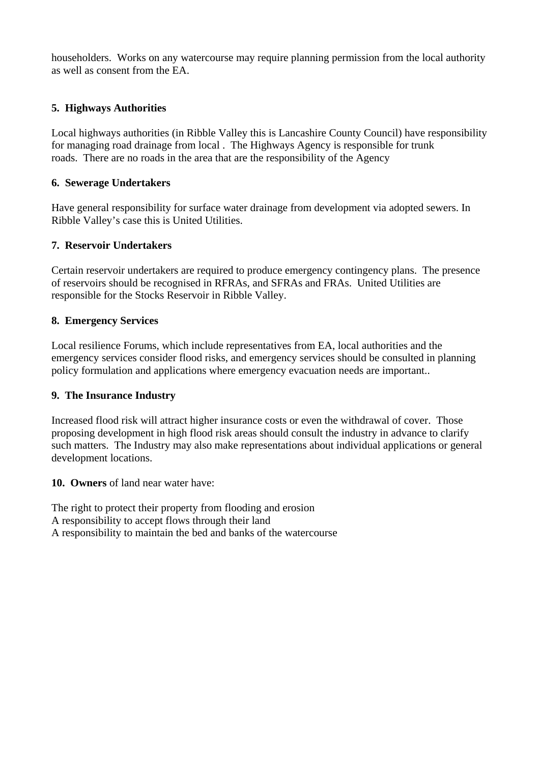householders. Works on any watercourse may require planning permission from the local authority as well as consent from the EA.

**5. Highways Authorities**

Local highways authorities (in Ribble Valley this is Lancashire County Council) have responsibility for managing road drainage from local . The Highways Agency is responsible for trunk roads. There are no roads in the area that are the responsibility of the Agency

**6. Sewerage Undertakers**

Have general responsibility for surface water drainage from development via adopted sewers. In Ribble Valley's case this is United Utilities.

**7. Reservoir Undertakers**

Certain reservoir undertakers are required to produce emergency contingency plans. The presence of reservoirs should be recognised in RFRAs, and SFRAs and FRAs. United Utilities are responsible for the Stocks Reservoir in Ribble Valley.

**8. Emergency Services**

Local resilience Forums, which include representatives from EA, local authorities and the emergency services consider flood risks, and emergency services should be consulted in planning policy formulation and applications where emergency evacuation needs are important..

**9. The Insurance Industry**

Increased flood risk will attract higher insurance costs or even the withdrawal of cover. Those proposing development in high flood risk areas should consult the industry in advance to clarify such matters. The Industry may also make representations about individual applications or general development locations.

**10. Owners** of land near water have:

The right to protect their property from flooding and erosion
A responsibility to accept flows through their land
A responsibility to maintain the bed and banks of the watercourse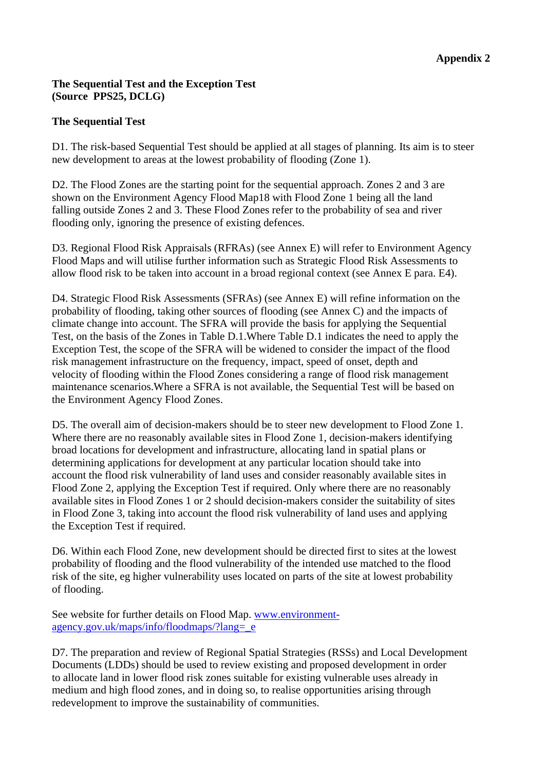**Appendix 2**

**The Sequential Test and the Exception Test**
**(Source PPS25, DCLG)**

**The Sequential Test**

D1. The risk-based Sequential Test should be applied at all stages of planning. Its aim is to steer new development to areas at the lowest probability of flooding (Zone 1).

D2. The Flood Zones are the starting point for the sequential approach. Zones 2 and 3 are shown on the Environment Agency Flood Map18 with Flood Zone 1 being all the land falling outside Zones 2 and 3. These Flood Zones refer to the probability of sea and river flooding only, ignoring the presence of existing defences.

D3. Regional Flood Risk Appraisals (RFRAs) (see Annex E) will refer to Environment Agency Flood Maps and will utilise further information such as Strategic Flood Risk Assessments to allow flood risk to be taken into account in a broad regional context (see Annex E para. E4).

D4. Strategic Flood Risk Assessments (SFRAs) (see Annex E) will refine information on the probability of flooding, taking other sources of flooding (see Annex C) and the impacts of climate change into account. The SFRA will provide the basis for applying the Sequential Test, on the basis of the Zones in Table D.1.Where Table D.1 indicates the need to apply the Exception Test, the scope of the SFRA will be widened to consider the impact of the flood risk management infrastructure on the frequency, impact, speed of onset, depth and velocity of flooding within the Flood Zones considering a range of flood risk management maintenance scenarios.Where a SFRA is not available, the Sequential Test will be based on the Environment Agency Flood Zones.

D5. The overall aim of decision-makers should be to steer new development to Flood Zone 1. Where there are no reasonably available sites in Flood Zone 1, decision-makers identifying broad locations for development and infrastructure, allocating land in spatial plans or determining applications for development at any particular location should take into account the flood risk vulnerability of land uses and consider reasonably available sites in Flood Zone 2, applying the Exception Test if required. Only where there are no reasonably available sites in Flood Zones 1 or 2 should decision-makers consider the suitability of sites in Flood Zone 3, taking into account the flood risk vulnerability of land uses and applying the Exception Test if required.

D6. Within each Flood Zone, new development should be directed first to sites at the lowest probability of flooding and the flood vulnerability of the intended use matched to the flood risk of the site, eg higher vulnerability uses located on parts of the site at lowest probability of flooding.

See website for further details on Flood Map. [www.environment-agency.gov.uk/maps/info/floodmaps/?lang=_e](www.environment-agency.gov.uk/maps/info/floodmaps/?lang=_e)

D7. The preparation and review of Regional Spatial Strategies (RSSs) and Local Development Documents (LDDs) should be used to review existing and proposed development in order to allocate land in lower flood risk zones suitable for existing vulnerable uses already in medium and high flood zones, and in doing so, to realise opportunities arising through redevelopment to improve the sustainability of communities.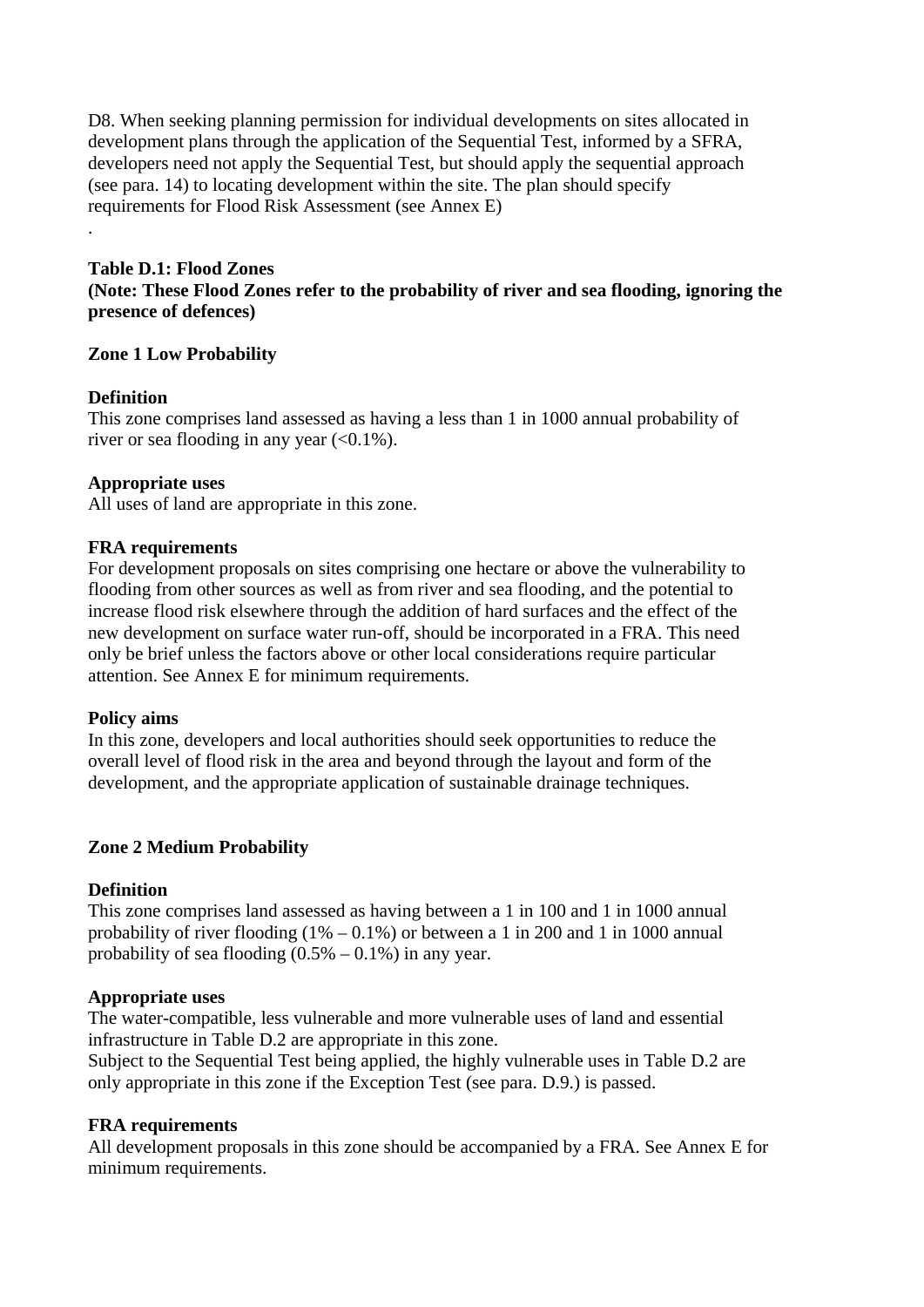D8. When seeking planning permission for individual developments on sites allocated in development plans through the application of the Sequential Test, informed by a SFRA, developers need not apply the Sequential Test, but should apply the sequential approach (see para. 14) to locating development within the site. The plan should specify requirements for Flood Risk Assessment (see Annex E)

.

**Table D.1: Flood Zones**
**(Note: These Flood Zones refer to the probability of river and sea flooding, ignoring the presence of defences)**

**Zone 1 Low Probability**

**Definition**
This zone comprises land assessed as having a less than 1 in 1000 annual probability of river or sea flooding in any year (<0.1%).

**Appropriate uses**
All uses of land are appropriate in this zone.

**FRA requirements**
For development proposals on sites comprising one hectare or above the vulnerability to flooding from other sources as well as from river and sea flooding, and the potential to increase flood risk elsewhere through the addition of hard surfaces and the effect of the new development on surface water run-off, should be incorporated in a FRA. This need only be brief unless the factors above or other local considerations require particular attention. See Annex E for minimum requirements.

**Policy aims**
In this zone, developers and local authorities should seek opportunities to reduce the overall level of flood risk in the area and beyond through the layout and form of the development, and the appropriate application of sustainable drainage techniques.

**Zone 2 Medium Probability**

**Definition**
This zone comprises land assessed as having between a 1 in 100 and 1 in 1000 annual probability of river flooding (1% – 0.1%) or between a 1 in 200 and 1 in 1000 annual probability of sea flooding (0.5% – 0.1%) in any year.

**Appropriate uses**
The water-compatible, less vulnerable and more vulnerable uses of land and essential infrastructure in Table D.2 are appropriate in this zone.
Subject to the Sequential Test being applied, the highly vulnerable uses in Table D.2 are only appropriate in this zone if the Exception Test (see para. D.9.) is passed.

**FRA requirements**
All development proposals in this zone should be accompanied by a FRA. See Annex E for minimum requirements.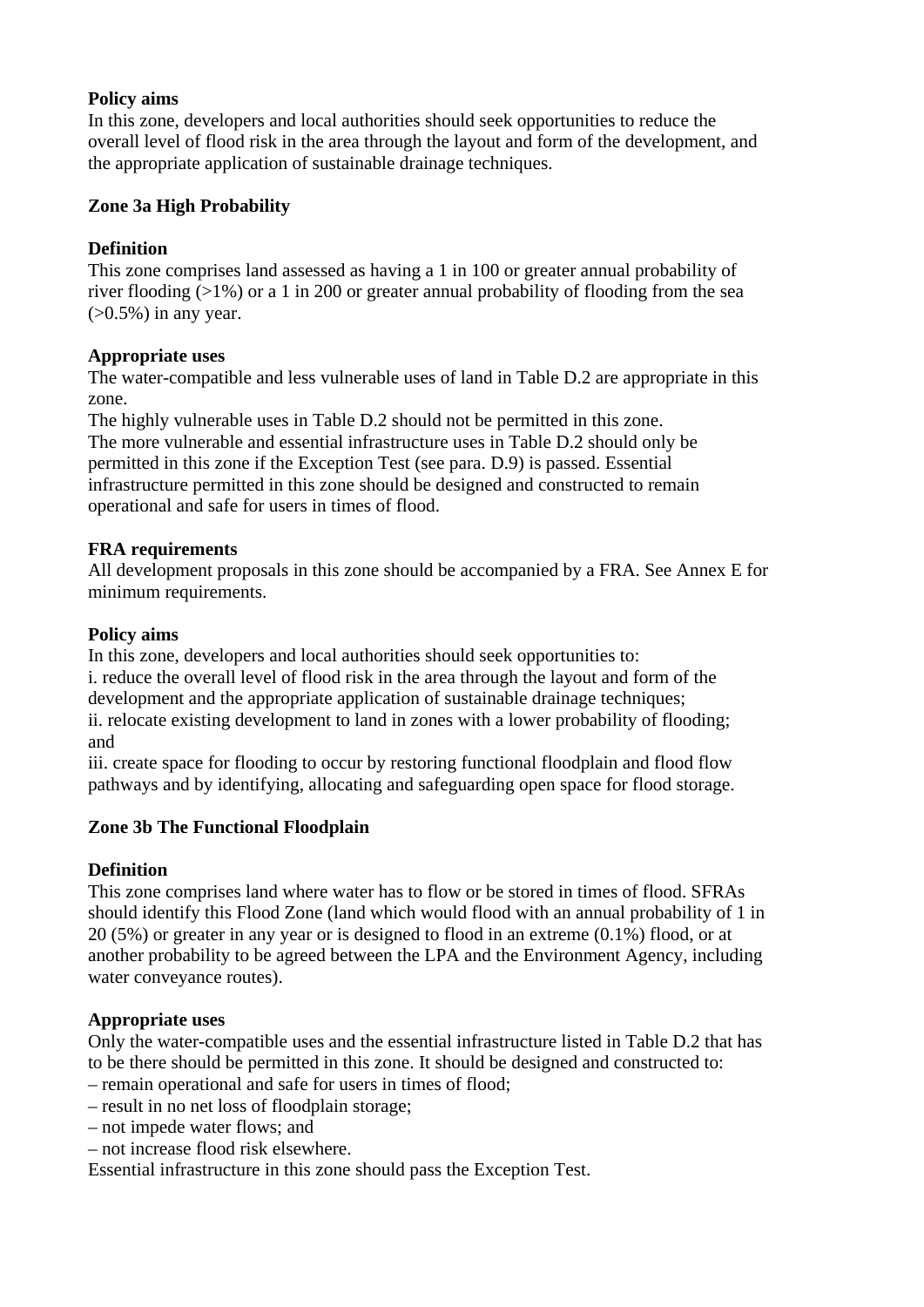**Policy aims**
In this zone, developers and local authorities should seek opportunities to reduce the overall level of flood risk in the area through the layout and form of the development, and the appropriate application of sustainable drainage techniques.

**Zone 3a High Probability**

**Definition**
This zone comprises land assessed as having a 1 in 100 or greater annual probability of river flooding (>1%) or a 1 in 200 or greater annual probability of flooding from the sea (>0.5%) in any year.

**Appropriate uses**
The water-compatible and less vulnerable uses of land in Table D.2 are appropriate in this zone.
The highly vulnerable uses in Table D.2 should not be permitted in this zone.
The more vulnerable and essential infrastructure uses in Table D.2 should only be permitted in this zone if the Exception Test (see para. D.9) is passed. Essential infrastructure permitted in this zone should be designed and constructed to remain operational and safe for users in times of flood.

**FRA requirements**
All development proposals in this zone should be accompanied by a FRA. See Annex E for minimum requirements.

**Policy aims**
In this zone, developers and local authorities should seek opportunities to:
i. reduce the overall level of flood risk in the area through the layout and form of the development and the appropriate application of sustainable drainage techniques;
ii. relocate existing development to land in zones with a lower probability of flooding; and
iii. create space for flooding to occur by restoring functional floodplain and flood flow pathways and by identifying, allocating and safeguarding open space for flood storage.

**Zone 3b The Functional Floodplain**

**Definition**
This zone comprises land where water has to flow or be stored in times of flood. SFRAs should identify this Flood Zone (land which would flood with an annual probability of 1 in 20 (5%) or greater in any year or is designed to flood in an extreme (0.1%) flood, or at another probability to be agreed between the LPA and the Environment Agency, including water conveyance routes).

**Appropriate uses**
Only the water-compatible uses and the essential infrastructure listed in Table D.2 that has to be there should be permitted in this zone. It should be designed and constructed to:
– remain operational and safe for users in times of flood;
– result in no net loss of floodplain storage;
– not impede water flows; and
– not increase flood risk elsewhere.
Essential infrastructure in this zone should pass the Exception Test.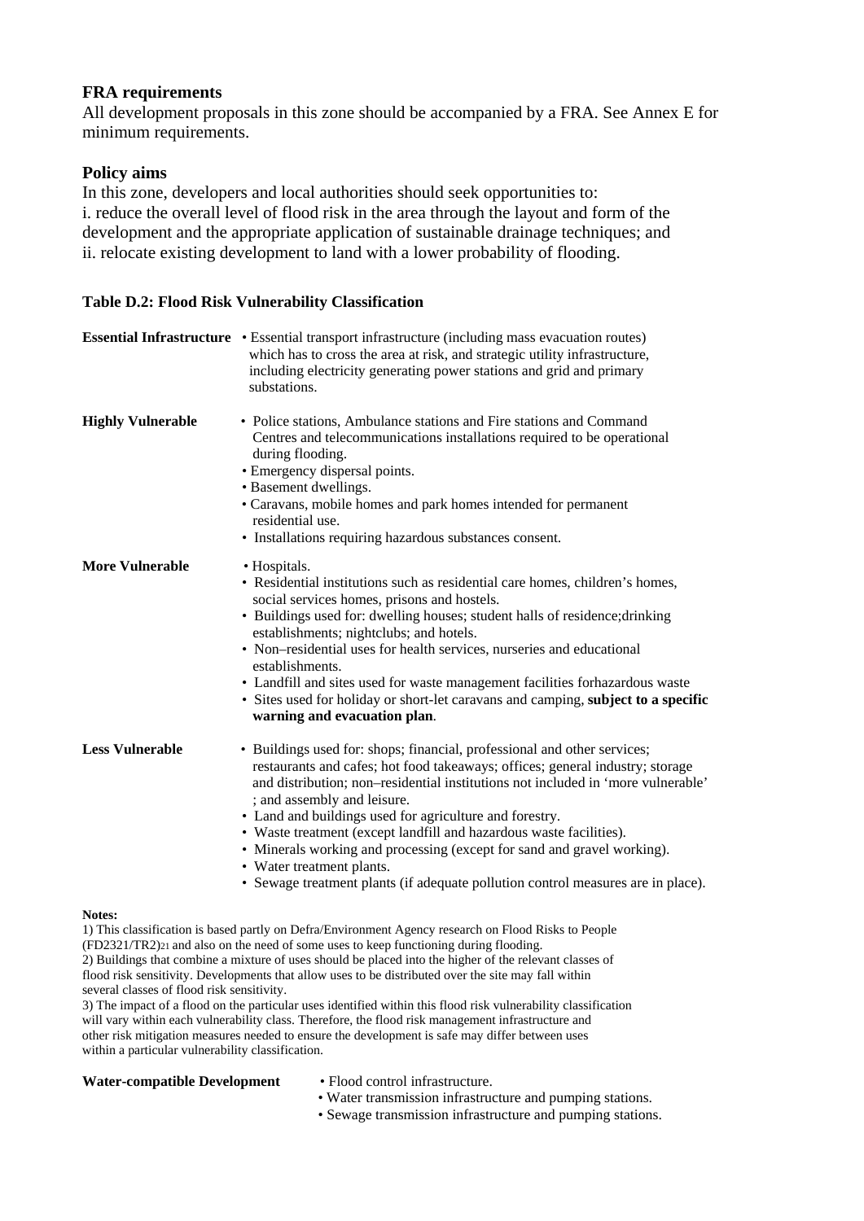**FRA requirements**

All development proposals in this zone should be accompanied by a FRA. See Annex E for minimum requirements.

**Policy aims**

In this zone, developers and local authorities should seek opportunities to:
i. reduce the overall level of flood risk in the area through the layout and form of the development and the appropriate application of sustainable drainage techniques; and
ii. relocate existing development to land with a lower probability of flooding.

**Table D.2: Flood Risk Vulnerability Classification**

| | |
|---|---|
| **Essential Infrastructure** | • Essential transport infrastructure (including mass evacuation routes) which has to cross the area at risk, and strategic utility infrastructure, including electricity generating power stations and grid and primary substations. |
| **Highly Vulnerable** | • Police stations, Ambulance stations and Fire stations and Command Centres and telecommunications installations required to be operational during flooding.<br>• Emergency dispersal points.<br>• Basement dwellings.<br>• Caravans, mobile homes and park homes intended for permanent residential use.<br>• Installations requiring hazardous substances consent. |
| **More Vulnerable** | • Hospitals.<br>• Residential institutions such as residential care homes, children's homes, social services homes, prisons and hostels.<br>• Buildings used for: dwelling houses; student halls of residence;drinking establishments; nightclubs; and hotels.<br>• Non–residential uses for health services, nurseries and educational establishments.<br>• Landfill and sites used for waste management facilities forhazardous waste<br>• Sites used for holiday or short-let caravans and camping, **subject to a specific warning and evacuation plan**. |
| **Less Vulnerable** | • Buildings used for: shops; financial, professional and other services; restaurants and cafes; hot food takeaways; offices; general industry; storage and distribution; non–residential institutions not included in 'more vulnerable' ; and assembly and leisure.<br>• Land and buildings used for agriculture and forestry.<br>• Waste treatment (except landfill and hazardous waste facilities).<br>• Minerals working and processing (except for sand and gravel working).<br>• Water treatment plants.<br>• Sewage treatment plants (if adequate pollution control measures are in place). |

**Notes:**

1) This classification is based partly on Defra/Environment Agency research on Flood Risks to People (FD2321/TR2)[21] and also on the need of some uses to keep functioning during flooding.
2) Buildings that combine a mixture of uses should be placed into the higher of the relevant classes of flood risk sensitivity. Developments that allow uses to be distributed over the site may fall within several classes of flood risk sensitivity.
3) The impact of a flood on the particular uses identified within this flood risk vulnerability classification will vary within each vulnerability class. Therefore, the flood risk management infrastructure and other risk mitigation measures needed to ensure the development is safe may differ between uses within a particular vulnerability classification.

| | |
|---|---|
| **Water-compatible Development** | • Flood control infrastructure.<br>• Water transmission infrastructure and pumping stations.<br>• Sewage transmission infrastructure and pumping stations. |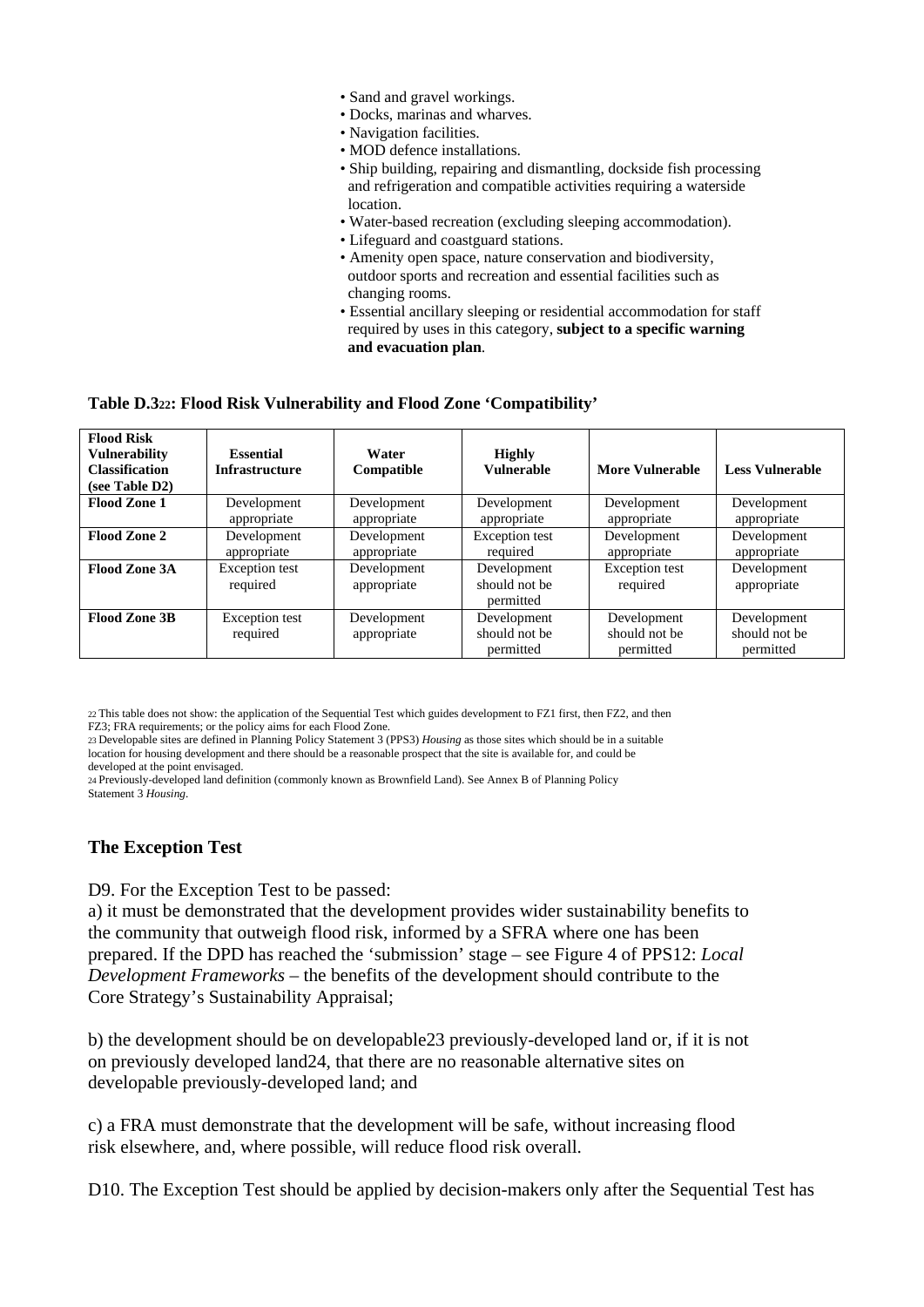- Sand and gravel workings.
- Docks, marinas and wharves.
- Navigation facilities.
- MOD defence installations.
- Ship building, repairing and dismantling, dockside fish processing and refrigeration and compatible activities requiring a waterside location.
- Water-based recreation (excluding sleeping accommodation).
- Lifeguard and coastguard stations.
- Amenity open space, nature conservation and biodiversity, outdoor sports and recreation and essential facilities such as changing rooms.
- Essential ancillary sleeping or residential accommodation for staff required by uses in this category, **subject to a specific warning and evacuation plan**.

**Table D.3[22]: Flood Risk Vulnerability and Flood Zone 'Compatibility'**

| Flood Risk Vulnerability Classification (see Table D2) | Essential Infrastructure | Water Compatible | Highly Vulnerable | More Vulnerable | Less Vulnerable |
|---|---|---|---|---|---|
| **Flood Zone 1** | Development appropriate | Development appropriate | Development appropriate | Development appropriate | Development appropriate |
| **Flood Zone 2** | Development appropriate | Development appropriate | Exception test required | Development appropriate | Development appropriate |
| **Flood Zone 3A** | Exception test required | Development appropriate | Development should not be permitted | Exception test required | Development appropriate |
| **Flood Zone 3B** | Exception test required | Development appropriate | Development should not be permitted | Development should not be permitted | Development should not be permitted |

[22] This table does not show: the application of the Sequential Test which guides development to FZ1 first, then FZ2, and then FZ3; FRA requirements; or the policy aims for each Flood Zone.

[23] Developable sites are defined in Planning Policy Statement 3 (PPS3) *Housing* as those sites which should be in a suitable location for housing development and there should be a reasonable prospect that the site is available for, and could be developed at the point envisaged.

[24] Previously-developed land definition (commonly known as Brownfield Land). See Annex B of Planning Policy Statement 3 *Housing*.

### The Exception Test

D9. For the Exception Test to be passed:

a) it must be demonstrated that the development provides wider sustainability benefits to the community that outweigh flood risk, informed by a SFRA where one has been prepared. If the DPD has reached the 'submission' stage – see Figure 4 of PPS12: *Local Development Frameworks* – the benefits of the development should contribute to the Core Strategy's Sustainability Appraisal;

b) the development should be on developable[23] previously-developed land or, if it is not on previously developed land[24], that there are no reasonable alternative sites on developable previously-developed land; and

c) a FRA must demonstrate that the development will be safe, without increasing flood risk elsewhere, and, where possible, will reduce flood risk overall.

D10. The Exception Test should be applied by decision-makers only after the Sequential Test has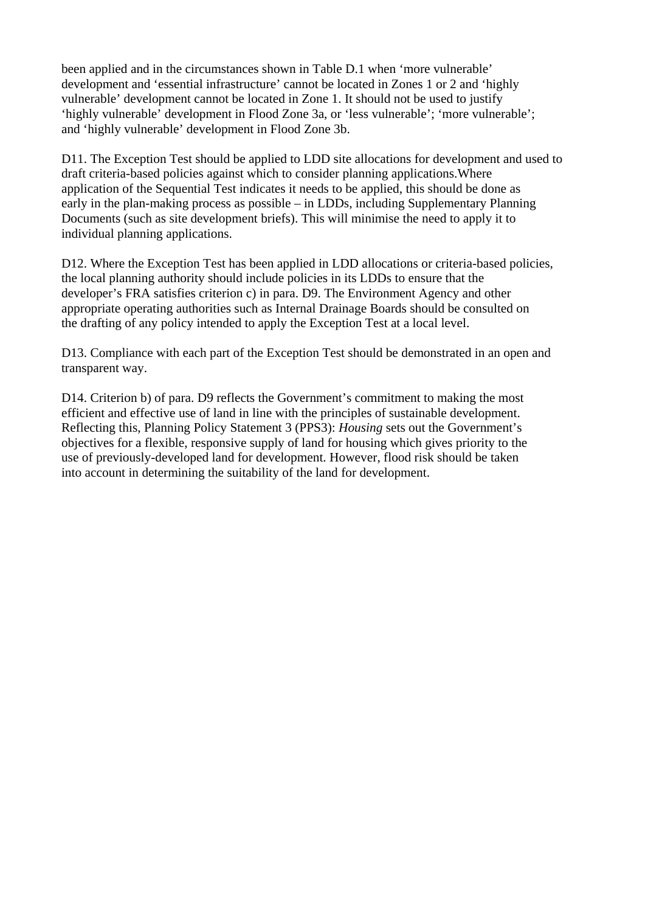been applied and in the circumstances shown in Table D.1 when 'more vulnerable' development and 'essential infrastructure' cannot be located in Zones 1 or 2 and 'highly vulnerable' development cannot be located in Zone 1. It should not be used to justify 'highly vulnerable' development in Flood Zone 3a, or 'less vulnerable'; 'more vulnerable'; and 'highly vulnerable' development in Flood Zone 3b.

D11. The Exception Test should be applied to LDD site allocations for development and used to draft criteria-based policies against which to consider planning applications.Where application of the Sequential Test indicates it needs to be applied, this should be done as early in the plan-making process as possible – in LDDs, including Supplementary Planning Documents (such as site development briefs). This will minimise the need to apply it to individual planning applications.

D12. Where the Exception Test has been applied in LDD allocations or criteria-based policies, the local planning authority should include policies in its LDDs to ensure that the developer's FRA satisfies criterion c) in para. D9. The Environment Agency and other appropriate operating authorities such as Internal Drainage Boards should be consulted on the drafting of any policy intended to apply the Exception Test at a local level.

D13. Compliance with each part of the Exception Test should be demonstrated in an open and transparent way.

D14. Criterion b) of para. D9 reflects the Government's commitment to making the most efficient and effective use of land in line with the principles of sustainable development. Reflecting this, Planning Policy Statement 3 (PPS3): *Housing* sets out the Government's objectives for a flexible, responsive supply of land for housing which gives priority to the use of previously-developed land for development. However, flood risk should be taken into account in determining the suitability of the land for development.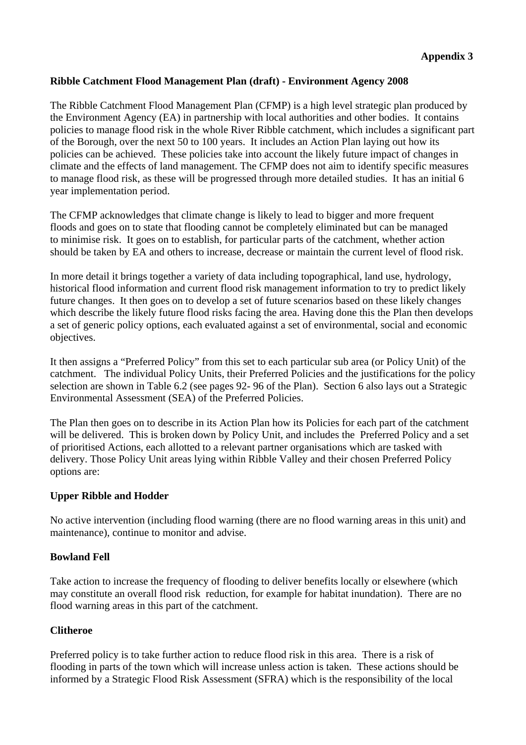**Appendix 3**

**Ribble Catchment Flood Management Plan (draft) - Environment Agency 2008**

The Ribble Catchment Flood Management Plan (CFMP) is a high level strategic plan produced by the Environment Agency (EA) in partnership with local authorities and other bodies. It contains policies to manage flood risk in the whole River Ribble catchment, which includes a significant part of the Borough, over the next 50 to 100 years. It includes an Action Plan laying out how its policies can be achieved. These policies take into account the likely future impact of changes in climate and the effects of land management. The CFMP does not aim to identify specific measures to manage flood risk, as these will be progressed through more detailed studies. It has an initial 6 year implementation period.

The CFMP acknowledges that climate change is likely to lead to bigger and more frequent floods and goes on to state that flooding cannot be completely eliminated but can be managed to minimise risk. It goes on to establish, for particular parts of the catchment, whether action should be taken by EA and others to increase, decrease or maintain the current level of flood risk.

In more detail it brings together a variety of data including topographical, land use, hydrology, historical flood information and current flood risk management information to try to predict likely future changes. It then goes on to develop a set of future scenarios based on these likely changes which describe the likely future flood risks facing the area. Having done this the Plan then develops a set of generic policy options, each evaluated against a set of environmental, social and economic objectives.

It then assigns a "Preferred Policy" from this set to each particular sub area (or Policy Unit) of the catchment. The individual Policy Units, their Preferred Policies and the justifications for the policy selection are shown in Table 6.2 (see pages 92- 96 of the Plan). Section 6 also lays out a Strategic Environmental Assessment (SEA) of the Preferred Policies.

The Plan then goes on to describe in its Action Plan how its Policies for each part of the catchment will be delivered. This is broken down by Policy Unit, and includes the Preferred Policy and a set of prioritised Actions, each allotted to a relevant partner organisations which are tasked with delivery. Those Policy Unit areas lying within Ribble Valley and their chosen Preferred Policy options are:

**Upper Ribble and Hodder**

No active intervention (including flood warning (there are no flood warning areas in this unit) and maintenance), continue to monitor and advise.

**Bowland Fell**

Take action to increase the frequency of flooding to deliver benefits locally or elsewhere (which may constitute an overall flood risk reduction, for example for habitat inundation). There are no flood warning areas in this part of the catchment.

**Clitheroe**

Preferred policy is to take further action to reduce flood risk in this area. There is a risk of flooding in parts of the town which will increase unless action is taken. These actions should be informed by a Strategic Flood Risk Assessment (SFRA) which is the responsibility of the local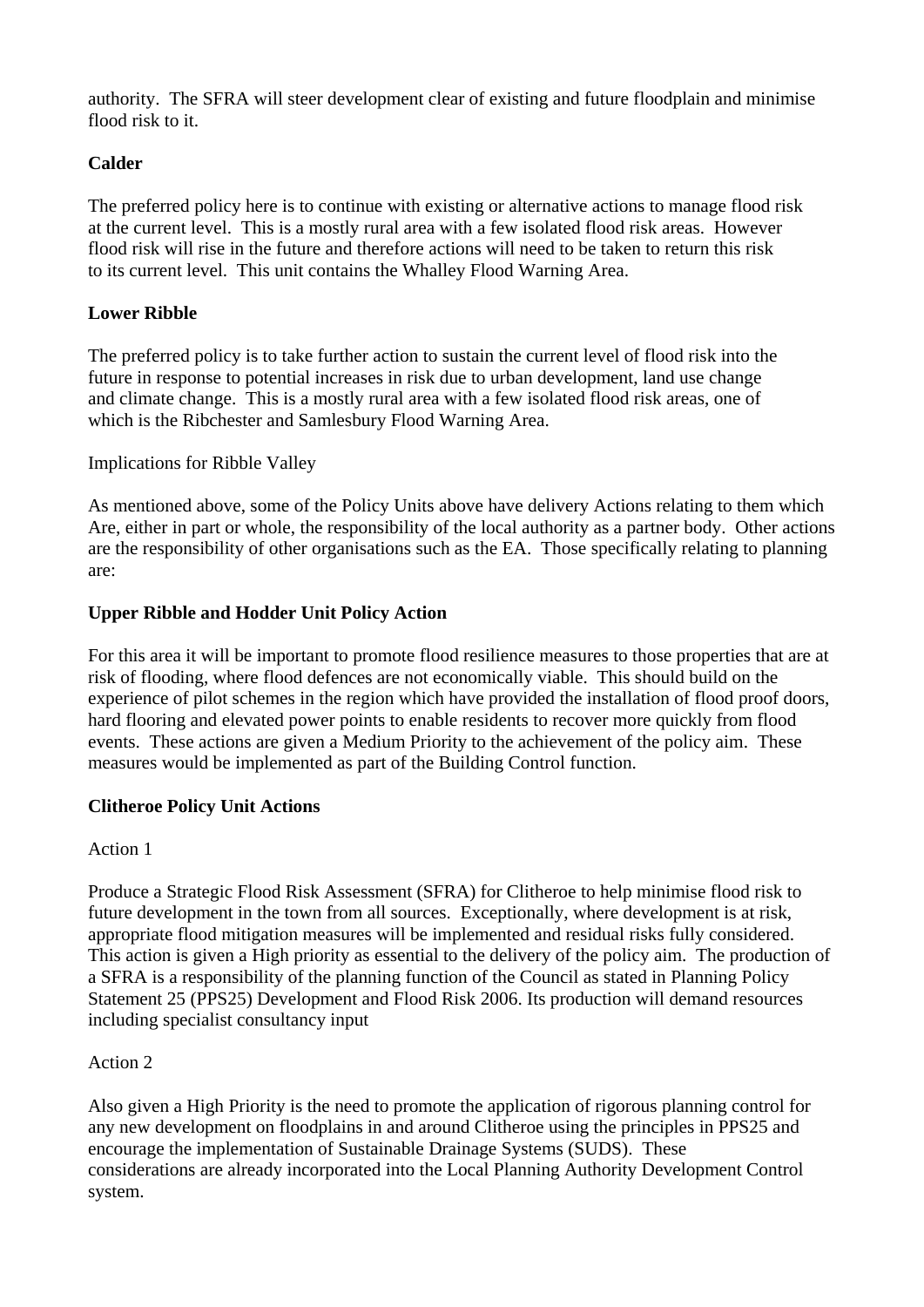authority. The SFRA will steer development clear of existing and future floodplain and minimise flood risk to it.

**Calder**

The preferred policy here is to continue with existing or alternative actions to manage flood risk at the current level. This is a mostly rural area with a few isolated flood risk areas. However flood risk will rise in the future and therefore actions will need to be taken to return this risk to its current level. This unit contains the Whalley Flood Warning Area.

**Lower Ribble**

The preferred policy is to take further action to sustain the current level of flood risk into the future in response to potential increases in risk due to urban development, land use change and climate change. This is a mostly rural area with a few isolated flood risk areas, one of which is the Ribchester and Samlesbury Flood Warning Area.

Implications for Ribble Valley

As mentioned above, some of the Policy Units above have delivery Actions relating to them which Are, either in part or whole, the responsibility of the local authority as a partner body. Other actions are the responsibility of other organisations such as the EA. Those specifically relating to planning are:

**Upper Ribble and Hodder Unit Policy Action**

For this area it will be important to promote flood resilience measures to those properties that are at risk of flooding, where flood defences are not economically viable. This should build on the experience of pilot schemes in the region which have provided the installation of flood proof doors, hard flooring and elevated power points to enable residents to recover more quickly from flood events. These actions are given a Medium Priority to the achievement of the policy aim. These measures would be implemented as part of the Building Control function.

**Clitheroe Policy Unit Actions**

Action 1

Produce a Strategic Flood Risk Assessment (SFRA) for Clitheroe to help minimise flood risk to future development in the town from all sources. Exceptionally, where development is at risk, appropriate flood mitigation measures will be implemented and residual risks fully considered. This action is given a High priority as essential to the delivery of the policy aim. The production of a SFRA is a responsibility of the planning function of the Council as stated in Planning Policy Statement 25 (PPS25) Development and Flood Risk 2006. Its production will demand resources including specialist consultancy input

Action 2

Also given a High Priority is the need to promote the application of rigorous planning control for any new development on floodplains in and around Clitheroe using the principles in PPS25 and encourage the implementation of Sustainable Drainage Systems (SUDS). These considerations are already incorporated into the Local Planning Authority Development Control system.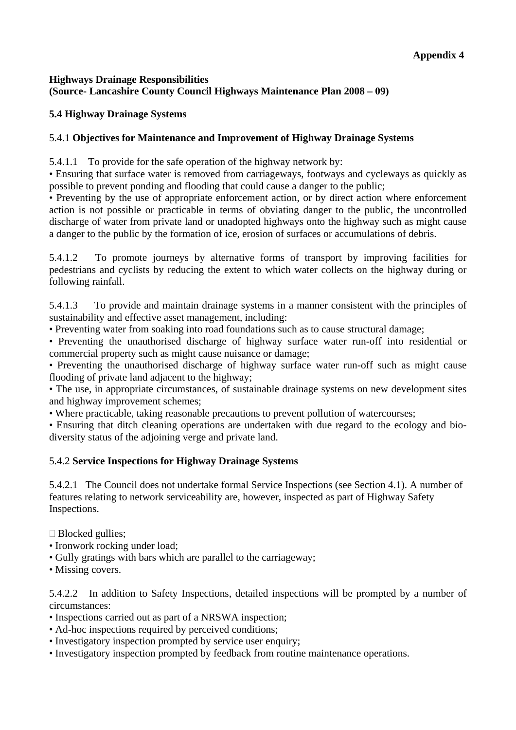**Appendix 4**

**Highways Drainage Responsibilities**
**(Source- Lancashire County Council Highways Maintenance Plan 2008 – 09)**

**5.4 Highway Drainage Systems**

5.4.1 **Objectives for Maintenance and Improvement of Highway Drainage Systems**

5.4.1.1 To provide for the safe operation of the highway network by:

- Ensuring that surface water is removed from carriageways, footways and cycleways as quickly as possible to prevent ponding and flooding that could cause a danger to the public;
- Preventing by the use of appropriate enforcement action, or by direct action where enforcement action is not possible or practicable in terms of obviating danger to the public, the uncontrolled discharge of water from private land or unadopted highways onto the highway such as might cause a danger to the public by the formation of ice, erosion of surfaces or accumulations of debris.

5.4.1.2 To promote journeys by alternative forms of transport by improving facilities for pedestrians and cyclists by reducing the extent to which water collects on the highway during or following rainfall.

5.4.1.3 To provide and maintain drainage systems in a manner consistent with the principles of sustainability and effective asset management, including:

- Preventing water from soaking into road foundations such as to cause structural damage;
- Preventing the unauthorised discharge of highway surface water run-off into residential or commercial property such as might cause nuisance or damage;
- Preventing the unauthorised discharge of highway surface water run-off such as might cause flooding of private land adjacent to the highway;
- The use, in appropriate circumstances, of sustainable drainage systems on new development sites and highway improvement schemes;
- Where practicable, taking reasonable precautions to prevent pollution of watercourses;
- Ensuring that ditch cleaning operations are undertaken with due regard to the ecology and bio-diversity status of the adjoining verge and private land.

5.4.2 **Service Inspections for Highway Drainage Systems**

5.4.2.1 The Council does not undertake formal Service Inspections (see Section 4.1). A number of features relating to network serviceability are, however, inspected as part of Highway Safety Inspections.

- Blocked gullies;
- Ironwork rocking under load;
- Gully gratings with bars which are parallel to the carriageway;
- Missing covers.

5.4.2.2 In addition to Safety Inspections, detailed inspections will be prompted by a number of circumstances:

- Inspections carried out as part of a NRSWA inspection;
- Ad-hoc inspections required by perceived conditions;
- Investigatory inspection prompted by service user enquiry;
- Investigatory inspection prompted by feedback from routine maintenance operations.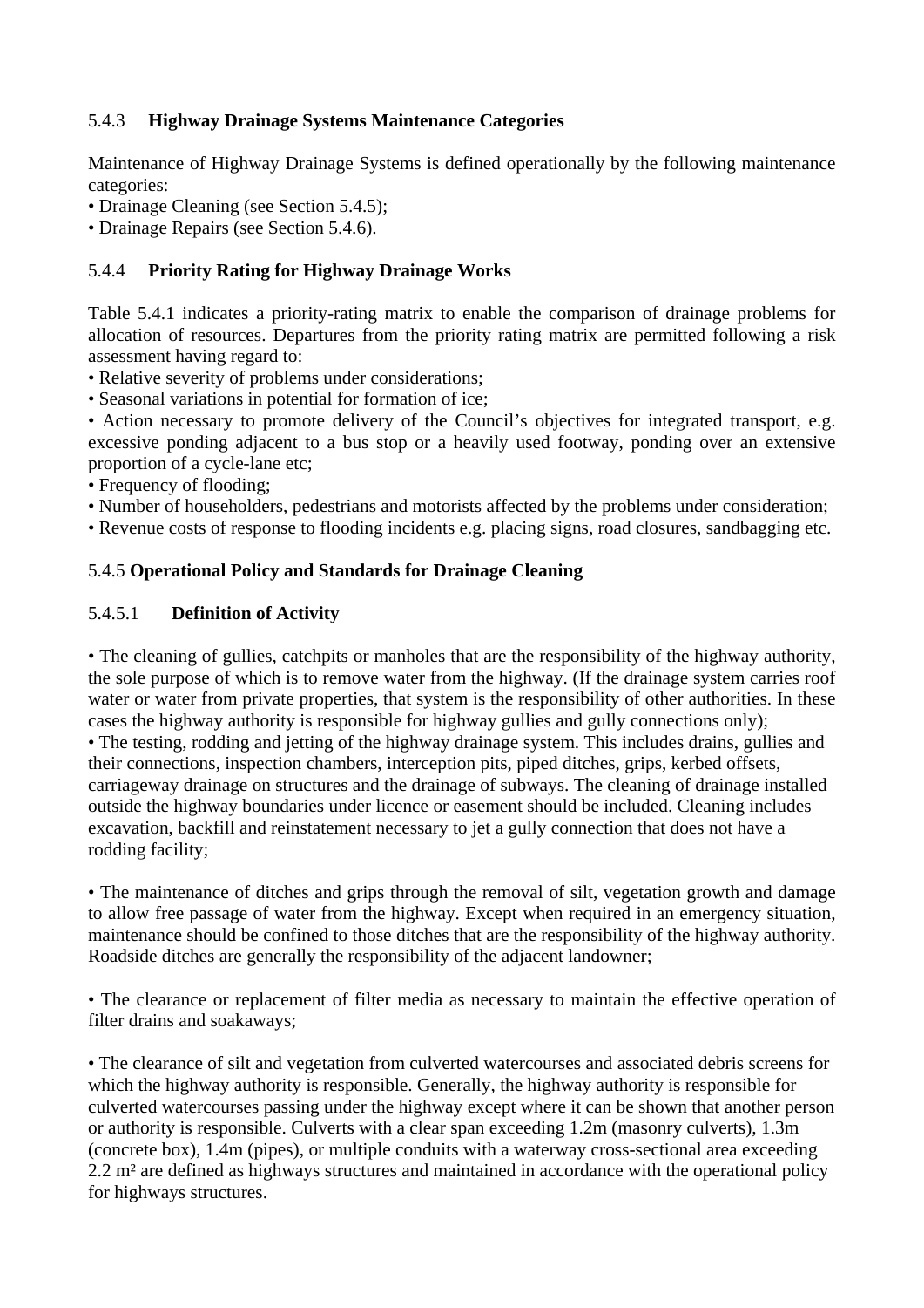### 5.4.3 **Highway Drainage Systems Maintenance Categories**

Maintenance of Highway Drainage Systems is defined operationally by the following maintenance categories:

- Drainage Cleaning (see Section 5.4.5);
- Drainage Repairs (see Section 5.4.6).

### 5.4.4 **Priority Rating for Highway Drainage Works**

Table 5.4.1 indicates a priority-rating matrix to enable the comparison of drainage problems for allocation of resources. Departures from the priority rating matrix are permitted following a risk assessment having regard to:

- Relative severity of problems under considerations;
- Seasonal variations in potential for formation of ice;
- Action necessary to promote delivery of the Council's objectives for integrated transport, e.g. excessive ponding adjacent to a bus stop or a heavily used footway, ponding over an extensive proportion of a cycle-lane etc;
- Frequency of flooding;
- Number of householders, pedestrians and motorists affected by the problems under consideration;
- Revenue costs of response to flooding incidents e.g. placing signs, road closures, sandbagging etc.

### 5.4.5 **Operational Policy and Standards for Drainage Cleaning**

#### 5.4.5.1 **Definition of Activity**

- The cleaning of gullies, catchpits or manholes that are the responsibility of the highway authority, the sole purpose of which is to remove water from the highway. (If the drainage system carries roof water or water from private properties, that system is the responsibility of other authorities. In these cases the highway authority is responsible for highway gullies and gully connections only);
- The testing, rodding and jetting of the highway drainage system. This includes drains, gullies and their connections, inspection chambers, interception pits, piped ditches, grips, kerbed offsets, carriageway drainage on structures and the drainage of subways. The cleaning of drainage installed outside the highway boundaries under licence or easement should be included. Cleaning includes excavation, backfill and reinstatement necessary to jet a gully connection that does not have a rodding facility;

- The maintenance of ditches and grips through the removal of silt, vegetation growth and damage to allow free passage of water from the highway. Except when required in an emergency situation, maintenance should be confined to those ditches that are the responsibility of the highway authority. Roadside ditches are generally the responsibility of the adjacent landowner;

- The clearance or replacement of filter media as necessary to maintain the effective operation of filter drains and soakaways;

- The clearance of silt and vegetation from culverted watercourses and associated debris screens for which the highway authority is responsible. Generally, the highway authority is responsible for culverted watercourses passing under the highway except where it can be shown that another person or authority is responsible. Culverts with a clear span exceeding 1.2m (masonry culverts), 1.3m (concrete box), 1.4m (pipes), or multiple conduits with a waterway cross-sectional area exceeding 2.2 $m^2$ are defined as highways structures and maintained in accordance with the operational policy for highways structures.